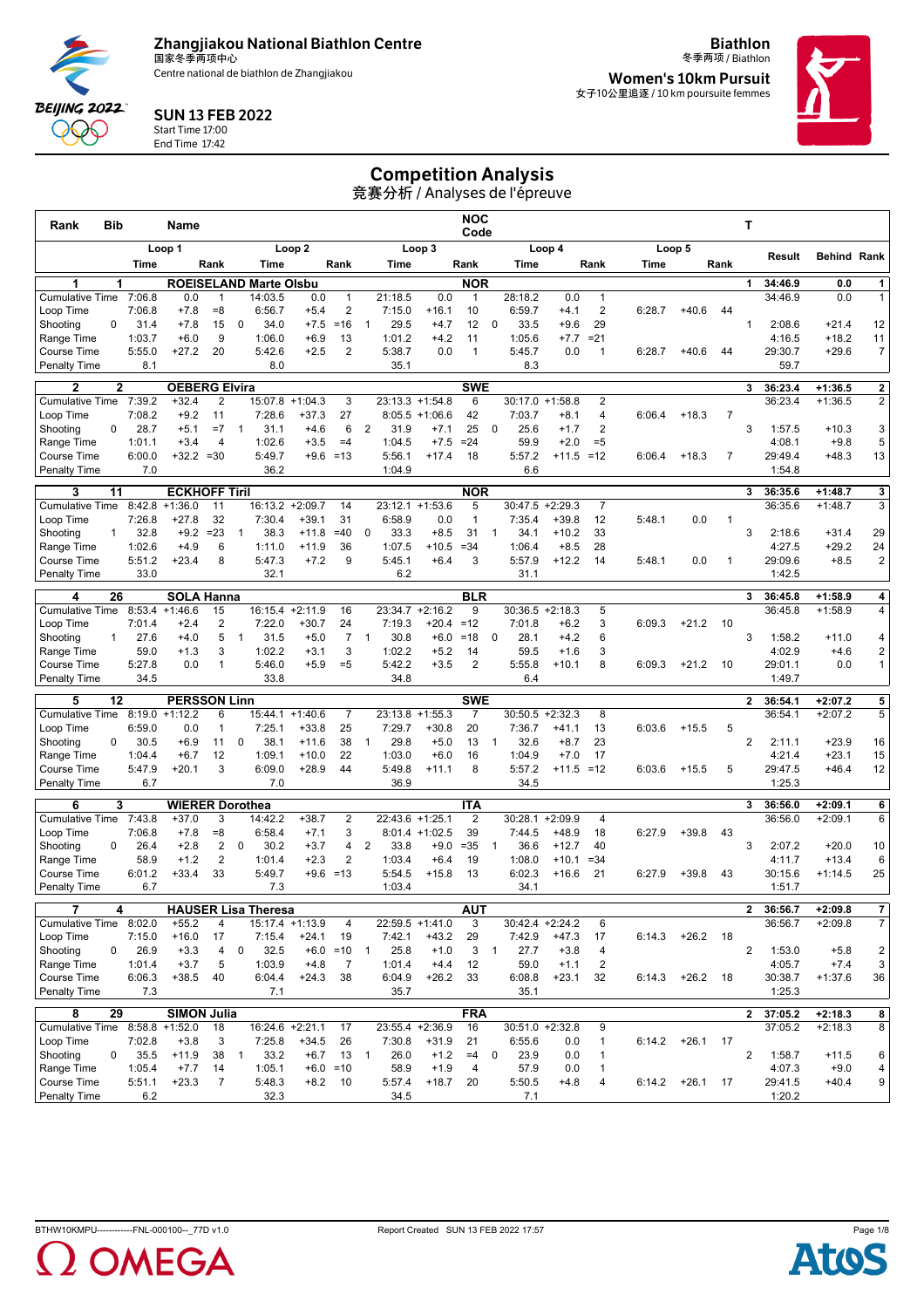Zhangjiakou National Biathlon Centre
国家冬季两项中心
Centre national de biathlon de Zhangjiakou

SUN 13 FEB 2022
Start Time 17:00
End Time 17:42

Biathlon
冬季两项 / Biathlon

Women's 10km Pursuit
女子10公里追逐 / 10 km poursuite femmes

# Competition Analysis
竞赛分析 / Analyses de l'épreuve

| Rank | Bib | Name | | | | | | | | | | NOC Code | | | | | | | | | T | | |
|---|---|---|---|---|---|---|---|---|---|---|---|---|---|---|---|---|---|---|---|---|---|---|---|
| | | Loop 1 | | | Loop 2 | | | | Loop 3 | | | | Loop 4 | | | | Loop 5 | | | | | | |
| | | Time | | Rank | Time | | Rank | | Time | | Rank | | Time | | Rank | | Time | | Rank | | Result | Behind | Rank |
| **1** | **1** | **ROEISELAND Marte Olsbu** | | | | | | | | | | **NOR** | | | | | | | | **1** | **34:46.9** | **0.0** | **1** |
| Cumulative Time | | 7:06.8 | 0.0 | 1 | 14:03.5 | 0.0 | 1 | | 21:18.5 | 0.0 | 1 | | 28:18.2 | 0.0 | 1 | | | | | | 34:46.9 | 0.0 | 1 |
| Loop Time | | 7:06.8 | +7.8 | =8 | 6:56.7 | +5.4 | 2 | | 7:15.0 | +16.1 | 10 | | 6:59.7 | +4.1 | 2 | | 6:28.7 | +40.6 | 44 | | | | |
| Shooting | 0 | 31.4 | +7.8 | 15 | 0 | 34.0 | +7.5 | =16 | 1 | 29.5 | +4.7 | 12 | 0 | 33.5 | +9.6 | 29 | | | | 1 | 2:08.6 | +21.4 | 12 |
| Range Time | | 1:03.7 | +6.0 | 9 | 1:06.0 | +6.9 | 13 | | 1:01.2 | +4.2 | 11 | | 1:05.6 | +7.7 | =21 | | | | | | 4:16.5 | +18.2 | 11 |
| Course Time | | 5:55.0 | +27.2 | 20 | 5:42.6 | +2.5 | 2 | | 5:38.7 | 0.0 | 1 | | 5:45.7 | 0.0 | 1 | | 6:28.7 | +40.6 | 44 | | 29:30.7 | +29.6 | 7 |
| Penalty Time | | 8.1 | | | 8.0 | | | | 35.1 | | | | 8.3 | | | | | | | | 59.7 | | |
| **2** | **2** | **OEBERG Elvira** | | | | | | | | | | **SWE** | | | | | | | | **3** | **36:23.4** | **+1:36.5** | **2** |
| Cumulative Time | | 7:39.2 | +32.4 | 2 | 15:07.8 | +1:04.3 | 3 | | 23:13.3 | +1:54.8 | 6 | | 30:17.0 | +1:58.8 | 2 | | | | | | 36:23.4 | +1:36.5 | 2 |
| Loop Time | | 7:08.2 | +9.2 | 11 | 7:28.6 | +37.3 | 27 | | 8:05.5 | +1:06.6 | 42 | | 7:03.7 | +8.1 | 4 | | 6:06.4 | +18.3 | 7 | | | | |
| Shooting | 0 | 28.7 | +5.1 | =7 | 1 | 31.1 | +4.6 | 6 | 2 | 31.9 | +7.1 | 25 | 0 | 25.6 | +1.7 | 2 | | | | 3 | 1:57.5 | +10.3 | 3 |
| Range Time | | 1:01.1 | +3.4 | 4 | 1:02.6 | +3.5 | =4 | | 1:04.5 | +7.5 | =24 | | 59.9 | +2.0 | =5 | | | | | | 4:08.1 | +9.8 | 5 |
| Course Time | | 6:00.0 | +32.2 | =30 | 5:49.7 | +9.6 | =13 | | 5:56.1 | +17.4 | 18 | | 5:57.2 | +11.5 | =12 | | 6:06.4 | +18.3 | 7 | | 29:49.4 | +48.3 | 13 |
| Penalty Time | | 7.0 | | | 36.2 | | | | 1:04.9 | | | | 6.6 | | | | | | | | 1:54.8 | | |
| **3** | **11** | **ECKHOFF Tiril** | | | | | | | | | | **NOR** | | | | | | | | **3** | **36:35.6** | **+1:48.7** | **3** |
| Cumulative Time | | 8:42.8 | +1:36.0 | 11 | 16:13.2 | +2:09.7 | 14 | | 23:12.1 | +1:53.6 | 5 | | 30:47.5 | +2:29.3 | 7 | | | | | | 36:35.6 | +1:48.7 | 3 |
| Loop Time | | 7:26.8 | +27.8 | 32 | 7:30.4 | +39.1 | 31 | | 6:58.9 | 0.0 | 1 | | 7:35.4 | +39.8 | 12 | | 5:48.1 | 0.0 | 1 | | | | |
| Shooting | 1 | 32.8 | +9.2 | =23 | 1 | 38.3 | +11.8 | =40 | 0 | 33.3 | +8.5 | 31 | 1 | 34.1 | +10.2 | 33 | | | | 3 | 2:18.6 | +31.4 | 29 |
| Range Time | | 1:02.6 | +4.9 | 6 | 1:11.0 | +11.9 | 36 | | 1:07.5 | +10.5 | =34 | | 1:06.4 | +8.5 | 28 | | | | | | 4:27.5 | +29.2 | 24 |
| Course Time | | 5:51.2 | +23.4 | 8 | 5:47.3 | +7.2 | 9 | | 5:45.1 | +6.4 | 3 | | 5:57.9 | +12.2 | 14 | | 5:48.1 | 0.0 | 1 | | 29:09.6 | +8.5 | 2 |
| Penalty Time | | 33.0 | | | 32.1 | | | | 6.2 | | | | 31.1 | | | | | | | | 1:42.5 | | |
| **4** | **26** | **SOLA Hanna** | | | | | | | | | | **BLR** | | | | | | | | **3** | **36:45.8** | **+1:58.9** | **4** |
| Cumulative Time | | 8:53.4 | +1:46.6 | 15 | 16:15.4 | +2:11.9 | 16 | | 23:34.7 | +2:16.2 | 9 | | 30:36.5 | +2:18.3 | 5 | | | | | | 36:45.8 | +1:58.9 | 4 |
| Loop Time | | 7:01.4 | +2.4 | 2 | 7:22.0 | +30.7 | 24 | | 7:19.3 | +20.4 | =12 | | 7:01.8 | +6.2 | 3 | | 6:09.3 | +21.2 | 10 | | | | |
| Shooting | 1 | 27.6 | +4.0 | 5 | 1 | 31.5 | +5.0 | 7 | 1 | 30.8 | +6.0 | =18 | 0 | 28.1 | +4.2 | 6 | | | | 3 | 1:58.2 | +11.0 | 4 |
| Range Time | | 59.0 | +1.3 | 3 | 1:02.2 | +3.1 | 3 | | 1:02.2 | +5.2 | 14 | | 59.5 | +1.6 | 3 | | | | | | 4:02.9 | +4.6 | 2 |
| Course Time | | 5:27.8 | 0.0 | 1 | 5:46.0 | +5.9 | =5 | | 5:42.2 | +3.5 | 2 | | 5:55.8 | +10.1 | 8 | | 6:09.3 | +21.2 | 10 | | 29:01.1 | 0.0 | 1 |
| Penalty Time | | 34.5 | | | 33.8 | | | | 34.8 | | | | 6.4 | | | | | | | | 1:49.7 | | |
| **5** | **12** | **PERSSON Linn** | | | | | | | | | | **SWE** | | | | | | | | **2** | **36:54.1** | **+2:07.2** | **5** |
| Cumulative Time | | 8:19.0 | +1:12.2 | 6 | 15:44.1 | +1:40.6 | 7 | | 23:13.8 | +1:55.3 | 7 | | 30:50.5 | +2:32.3 | 8 | | | | | | 36:54.1 | +2:07.2 | 5 |
| Loop Time | | 6:59.0 | 0.0 | 1 | 7:25.1 | +33.8 | 25 | | 7:29.7 | +30.8 | 20 | | 7:36.7 | +41.1 | 13 | | 6:03.6 | +15.5 | 5 | | | | |
| Shooting | 0 | 30.5 | +6.9 | 11 | 0 | 38.1 | +11.6 | 38 | 1 | 29.8 | +5.0 | 13 | 1 | 32.6 | +8.7 | 23 | | | | 2 | 2:11.1 | +23.9 | 16 |
| Range Time | | 1:04.4 | +6.7 | 12 | 1:09.1 | +10.0 | 22 | | 1:03.0 | +6.0 | 16 | | 1:04.9 | +7.0 | 17 | | | | | | 4:21.4 | +23.1 | 15 |
| Course Time | | 5:47.9 | +20.1 | 3 | 6:09.0 | +28.9 | 44 | | 5:49.8 | +11.1 | 8 | | 5:57.2 | +11.5 | =12 | | 6:03.6 | +15.5 | 5 | | 29:47.5 | +46.4 | 12 |
| Penalty Time | | 6.7 | | | 7.0 | | | | 36.9 | | | | 34.5 | | | | | | | | 1:25.3 | | |
| **6** | **3** | **WIERER Dorothea** | | | | | | | | | | **ITA** | | | | | | | | **3** | **36:56.0** | **+2:09.1** | **6** |
| Cumulative Time | | 7:43.8 | +37.0 | 3 | 14:42.2 | +38.7 | 2 | | 22:43.6 | +1:25.1 | 2 | | 30:28.1 | +2:09.9 | 4 | | | | | | 36:56.0 | +2:09.1 | 6 |
| Loop Time | | 7:06.8 | +7.8 | =8 | 6:58.4 | +7.1 | 3 | | 8:01.4 | +1:02.5 | 39 | | 7:44.5 | +48.9 | 18 | | 6:27.9 | +39.8 | 43 | | | | |
| Shooting | 0 | 26.4 | +2.8 | 2 | 0 | 30.2 | +3.7 | 4 | 2 | 33.8 | +9.0 | =35 | 1 | 36.6 | +12.7 | 40 | | | | 3 | 2:07.2 | +20.0 | 10 |
| Range Time | | 58.9 | +1.2 | 2 | 1:01.4 | +2.3 | 2 | | 1:03.4 | +6.4 | 19 | | 1:08.0 | +10.1 | =34 | | | | | | 4:11.7 | +13.4 | 6 |
| Course Time | | 6:01.2 | +33.4 | 33 | 5:49.7 | +9.6 | =13 | | 5:54.5 | +15.8 | 13 | | 6:02.3 | +16.6 | 21 | | 6:27.9 | +39.8 | 43 | | 30:15.6 | +1:14.5 | 25 |
| Penalty Time | | 6.7 | | | 7.3 | | | | 1:03.4 | | | | 34.1 | | | | | | | | 1:51.7 | | |
| **7** | **4** | **HAUSER Lisa Theresa** | | | | | | | | | | **AUT** | | | | | | | | **2** | **36:56.7** | **+2:09.8** | **7** |
| Cumulative Time | | 8:02.0 | +55.2 | 4 | 15:17.4 | +1:13.9 | 4 | | 22:59.5 | +1:41.0 | 3 | | 30:42.4 | +2:24.2 | 6 | | | | | | 36:56.7 | +2:09.8 | 7 |
| Loop Time | | 7:15.0 | +16.0 | 17 | 7:15.4 | +24.1 | 19 | | 7:42.1 | +43.2 | 29 | | 7:42.9 | +47.3 | 17 | | 6:14.3 | +26.2 | 18 | | | | |
| Shooting | 0 | 26.9 | +3.3 | 4 | 0 | 32.5 | +6.0 | =10 | 1 | 25.8 | +1.0 | 3 | 1 | 27.7 | +3.8 | 4 | | | | 2 | 1:53.0 | +5.8 | 2 |
| Range Time | | 1:01.4 | +3.7 | 5 | 1:03.9 | +4.8 | 7 | | 1:01.4 | +4.4 | 12 | | 59.0 | +1.1 | 2 | | | | | | 4:05.7 | +7.4 | 3 |
| Course Time | | 6:06.3 | +38.5 | 40 | 6:04.4 | +24.3 | 38 | | 6:04.9 | +26.2 | 33 | | 6:08.8 | +23.1 | 32 | | 6:14.3 | +26.2 | 18 | | 30:38.7 | +1:37.6 | 36 |
| Penalty Time | | 7.3 | | | 7.1 | | | | 35.7 | | | | 35.1 | | | | | | | | 1:25.3 | | |
| **8** | **29** | **SIMON Julia** | | | | | | | | | | **FRA** | | | | | | | | **2** | **37:05.2** | **+2:18.3** | **8** |
| Cumulative Time | | 8:58.8 | +1:52.0 | 18 | 16:24.6 | +2:21.1 | 17 | | 23:55.4 | +2:36.9 | 16 | | 30:51.0 | +2:32.8 | 9 | | | | | | 37:05.2 | +2:18.3 | 8 |
| Loop Time | | 7:02.8 | +3.8 | 3 | 7:25.8 | +34.5 | 26 | | 7:30.8 | +31.9 | 21 | | 6:55.6 | 0.0 | 1 | | 6:14.2 | +26.1 | 17 | | | | |
| Shooting | 0 | 35.5 | +11.9 | 38 | 1 | 33.2 | +6.7 | 13 | 1 | 26.0 | +1.2 | =4 | 0 | 23.9 | 0.0 | 1 | | | | 2 | 1:58.7 | +11.5 | 6 |
| Range Time | | 1:05.4 | +7.7 | 14 | 1:05.1 | +6.0 | =10 | | 58.9 | +1.9 | 4 | | 57.9 | 0.0 | 1 | | | | | | 4:07.3 | +9.0 | 4 |
| Course Time | | 5:51.1 | +23.3 | 7 | 5:48.3 | +8.2 | 10 | | 5:57.4 | +18.7 | 20 | | 5:50.5 | +4.8 | 4 | | 6:14.2 | +26.1 | 17 | | 29:41.5 | +40.4 | 9 |
| Penalty Time | | 6.2 | | | 32.3 | | | | 34.5 | | | | 7.1 | | | | | | | | 1:20.2 | | |

BTHW10KMPU------------FNL-000100--_77D v1.0    Report Created SUN 13 FEB 2022 17:57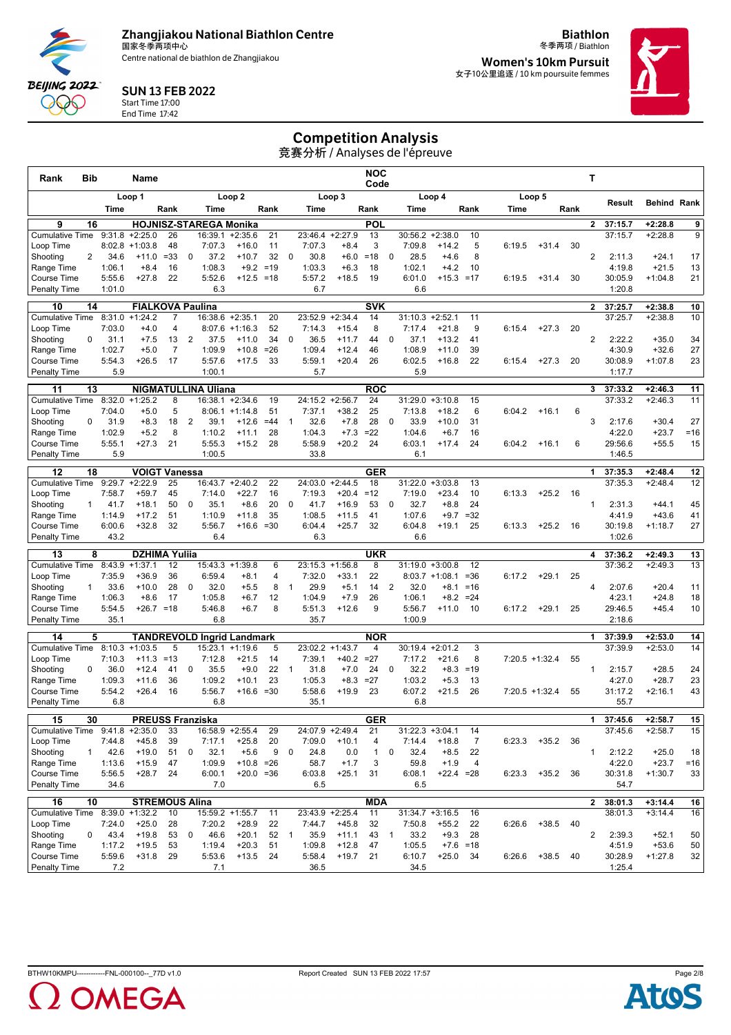# Zhangjiakou National Biathlon Centre
国家冬季两项中心
Centre national de biathlon de Zhangjiakou

**SUN 13 FEB 2022**
Start Time 17:00
End Time 17:42

**Biathlon**
冬季两项 / Biathlon
**Women's 10km Pursuit**
女子10公里追逐 / 10 km poursuite femmes

## Competition Analysis
竞赛分析 / Analyses de l'épreuve

| Rank | Bib | Name | | | | | | | | | NOC Code | | | | | | | | T | | | |
|---|---|---|---|---|---|---|---|---|---|---|---|---|---|---|---|---|---|---|---|---|---|---|
| | Loop 1 | | | | Loop 2 | | | | Loop 3 | | | | Loop 4 | | | | Loop 5 | | | Result | Behind | Rank |
| | | Time | | Rank | | Time | | Rank | | Time | | Rank | | Time | | Rank | Time | | Rank | | | |
| **9** | **16** | **HOJNISZ-STAREGA Monika** | | | | | | | | | **POL** | | | | | | | | **2** | **37:15.7** | **+2:28.8** | **9** |
| Cumulative Time | | 9:31.8 | +2:25.0 | 26 | | 16:39.1 | +2:35.6 | 21 | | 23:46.4 | +2:27.9 | 13 | | 30:56.2 | +2:38.0 | 10 | | | | 37:15.7 | +2:28.8 | 9 |
| Loop Time | | 8:02.8 | +1:03.8 | 48 | | 7:07.3 | +16.0 | 11 | | 7:07.3 | +8.4 | 3 | | 7:09.8 | +14.2 | 5 | 6:19.5 | +31.4 | 30 | | | |
| Shooting | 2 | 34.6 | +11.0 | =33 | 0 | 37.2 | +10.7 | 32 | 0 | 30.8 | +6.0 | =18 | 0 | 28.5 | +4.6 | 8 | | | 2 | 2:11.3 | +24.1 | 17 |
| Range Time | | 1:06.1 | +8.4 | 16 | | 1:08.3 | +9.2 | =19 | | 1:03.3 | +6.3 | 18 | | 1:02.1 | +4.2 | 10 | | | | 4:19.8 | +21.5 | 13 |
| Course Time | | 5:55.6 | +27.8 | 22 | | 5:52.6 | +12.5 | =18 | | 5:57.2 | +18.5 | 19 | | 6:01.0 | +15.3 | =17 | 6:19.5 | +31.4 | 30 | 30:05.9 | +1:04.8 | 21 |
| Penalty Time | | 1:01.0 | | | | 6.3 | | | | 6.7 | | | | 6.6 | | | | | | 1:20.8 | | |
| **10** | **14** | **FIALKOVA Paulina** | | | | | | | | | **SVK** | | | | | | | | **2** | **37:25.7** | **+2:38.8** | **10** |
| Cumulative Time | | 8:31.0 | +1:24.2 | 7 | | 16:38.6 | +2:35.1 | 20 | | 23:52.9 | +2:34.4 | 14 | | 31:10.3 | +2:52.1 | 11 | | | | 37:25.7 | +2:38.8 | 10 |
| Loop Time | | 7:03.0 | +4.0 | 4 | | 8:07.6 | +1:16.3 | 52 | | 7:14.3 | +15.4 | 8 | | 7:17.4 | +21.8 | 9 | 6:15.4 | +27.3 | 20 | | | |
| Shooting | 0 | 31.1 | +7.5 | 13 | 2 | 37.5 | +11.0 | 34 | 0 | 36.5 | +11.7 | 44 | 0 | 37.1 | +13.2 | 41 | | | 2 | 2:22.2 | +35.0 | 34 |
| Range Time | | 1:02.7 | +5.0 | 7 | | 1:09.9 | +10.8 | =26 | | 1:09.4 | +12.4 | 46 | | 1:08.9 | +11.0 | 39 | | | | 4:30.9 | +32.6 | 27 |
| Course Time | | 5:54.3 | +26.5 | 17 | | 5:57.6 | +17.5 | 33 | | 5:59.1 | +20.4 | 26 | | 6:02.5 | +16.8 | 22 | 6:15.4 | +27.3 | 20 | 30:08.9 | +1:07.8 | 23 |
| Penalty Time | | 5.9 | | | | 1:00.1 | | | | 5.7 | | | | 5.9 | | | | | | 1:17.7 | | |
| **11** | **13** | **NIGMATULLINA Uliana** | | | | | | | | | **ROC** | | | | | | | | **3** | **37:33.2** | **+2:46.3** | **11** |
| Cumulative Time | | 8:32.0 | +1:25.2 | 8 | | 16:38.1 | +2:34.6 | 19 | | 24:15.2 | +2:56.7 | 24 | | 31:29.0 | +3:10.8 | 15 | | | | 37:33.2 | +2:46.3 | 11 |
| Loop Time | | 7:04.0 | +5.0 | 5 | | 8:06.1 | +1:14.8 | 51 | | 7:37.1 | +38.2 | 25 | | 7:13.8 | +18.2 | 6 | 6:04.2 | +16.1 | 6 | | | |
| Shooting | 0 | 31.9 | +8.3 | 18 | 2 | 39.1 | +12.6 | =44 | 1 | 32.6 | +7.8 | 28 | 0 | 33.9 | +10.0 | 31 | | | 3 | 2:17.6 | +30.4 | 27 |
| Range Time | | 1:02.9 | +5.2 | 8 | | 1:10.2 | +11.1 | 28 | | 1:04.3 | +7.3 | =22 | | 1:04.6 | +6.7 | 16 | | | | 4:22.0 | +23.7 | =16 |
| Course Time | | 5:55.1 | +27.3 | 21 | | 5:55.3 | +15.2 | 28 | | 5:58.9 | +20.2 | 24 | | 6:03.1 | +17.4 | 24 | 6:04.2 | +16.1 | 6 | 29:56.6 | +55.5 | 15 |
| Penalty Time | | 5.9 | | | | 1:00.5 | | | | 33.8 | | | | 6.1 | | | | | | 1:46.5 | | |
| **12** | **18** | **VOIGT Vanessa** | | | | | | | | | **GER** | | | | | | | | **1** | **37:35.3** | **+2:48.4** | **12** |
| Cumulative Time | | 9:29.7 | +2:22.9 | 25 | | 16:43.7 | +2:40.2 | 22 | | 24:03.0 | +2:44.5 | 18 | | 31:22.0 | +3:03.8 | 13 | | | | 37:35.3 | +2:48.4 | 12 |
| Loop Time | | 7:58.7 | +59.7 | 45 | | 7:14.0 | +22.7 | 16 | | 7:19.3 | +20.4 | =12 | | 7:19.0 | +23.4 | 10 | 6:13.3 | +25.2 | 16 | | | |
| Shooting | 1 | 41.7 | +18.1 | 50 | 0 | 35.1 | +8.6 | 20 | 0 | 41.7 | +16.9 | 53 | 0 | 32.7 | +8.8 | 24 | | | 1 | 2:31.3 | +44.1 | 45 |
| Range Time | | 1:14.9 | +17.2 | 51 | | 1:10.9 | +11.8 | 35 | | 1:08.5 | +11.5 | 41 | | 1:07.6 | +9.7 | =32 | | | | 4:41.9 | +43.6 | 41 |
| Course Time | | 6:00.6 | +32.8 | 32 | | 5:56.7 | +16.6 | =30 | | 6:04.4 | +25.7 | 32 | | 6:04.8 | +19.1 | 25 | 6:13.3 | +25.2 | 16 | 30:19.8 | +1:18.7 | 27 |
| Penalty Time | | 43.2 | | | | 6.4 | | | | 6.3 | | | | 6.6 | | | | | | 1:02.6 | | |
| **13** | **8** | **DZHIMA Yuliia** | | | | | | | | | **UKR** | | | | | | | | **4** | **37:36.2** | **+2:49.3** | **13** |
| Cumulative Time | | 8:43.9 | +1:37.1 | 12 | | 15:43.3 | +1:39.8 | 6 | | 23:15.3 | +1:56.8 | 8 | | 31:19.0 | +3:00.8 | 12 | | | | 37:36.2 | +2:49.3 | 13 |
| Loop Time | | 7:35.9 | +36.9 | 36 | | 6:59.4 | +8.1 | 4 | | 7:32.0 | +33.1 | 22 | | 8:03.7 | +1:08.1 | =36 | 6:17.2 | +29.1 | 25 | | | |
| Shooting | 1 | 33.6 | +10.0 | 28 | 0 | 32.0 | +5.5 | 8 | 1 | 29.9 | +5.1 | 14 | 2 | 32.0 | +8.1 | =16 | | | 4 | 2:07.6 | +20.4 | 11 |
| Range Time | | 1:06.3 | +8.6 | 17 | | 1:05.8 | +6.7 | 12 | | 1:04.9 | +7.9 | 26 | | 1:06.1 | +8.2 | =24 | | | | 4:23.1 | +24.8 | 18 |
| Course Time | | 5:54.5 | +26.7 | =18 | | 5:46.8 | +6.7 | 8 | | 5:51.3 | +12.6 | 9 | | 5:56.7 | +11.0 | 10 | 6:17.2 | +29.1 | 25 | 29:46.5 | +45.4 | 10 |
| Penalty Time | | 35.1 | | | | 6.8 | | | | 35.7 | | | | 1:00.9 | | | | | | 2:18.6 | | |
| **14** | **5** | **TANDREVOLD Ingrid Landmark** | | | | | | | | | **NOR** | | | | | | | | **1** | **37:39.9** | **+2:53.0** | **14** |
| Cumulative Time | | 8:10.3 | +1:03.5 | 5 | | 15:23.1 | +1:19.6 | 5 | | 23:02.2 | +1:43.7 | 4 | | 30:19.4 | +2:01.2 | 3 | | | | 37:39.9 | +2:53.0 | 14 |
| Loop Time | | 7:10.3 | +11.3 | =13 | | 7:12.8 | +21.5 | 14 | | 7:39.1 | +40.2 | =27 | | 7:17.2 | +21.6 | 8 | 7:20.5 | +1:32.4 | 55 | | | |
| Shooting | 0 | 36.0 | +12.4 | 41 | 0 | 35.5 | +9.0 | 22 | 1 | 31.8 | +7.0 | 24 | 0 | 32.2 | +8.3 | =19 | | | 1 | 2:15.7 | +28.5 | 24 |
| Range Time | | 1:09.3 | +11.6 | 36 | | 1:09.2 | +10.1 | 23 | | 1:05.3 | +8.3 | =27 | | 1:03.2 | +5.3 | 13 | | | | 4:27.0 | +28.7 | 23 |
| Course Time | | 5:54.2 | +26.4 | 16 | | 5:56.7 | +16.6 | =30 | | 5:58.6 | +19.9 | 23 | | 6:07.2 | +21.5 | 26 | 7:20.5 | +1:32.4 | 55 | 31:17.2 | +2:16.1 | 43 |
| Penalty Time | | 6.8 | | | | 6.8 | | | | 35.1 | | | | 6.8 | | | | | | 55.7 | | |
| **15** | **30** | **PREUSS Franziska** | | | | | | | | | **GER** | | | | | | | | **1** | **37:45.6** | **+2:58.7** | **15** |
| Cumulative Time | | 9:41.8 | +2:35.0 | 33 | | 16:58.9 | +2:55.4 | 29 | | 24:07.9 | +2:49.4 | 21 | | 31:22.3 | +3:04.1 | 14 | | | | 37:45.6 | +2:58.7 | 15 |
| Loop Time | | 7:44.8 | +45.8 | 39 | | 7:17.1 | +25.8 | 20 | | 7:09.0 | +10.1 | 4 | | 7:14.4 | +18.8 | 7 | 6:23.3 | +35.2 | 36 | | | |
| Shooting | 1 | 42.6 | +19.0 | 51 | 0 | 32.1 | +5.6 | 9 | 0 | 24.8 | 0.0 | 1 | 0 | 32.4 | +8.5 | 22 | | | 1 | 2:12.2 | +25.0 | 18 |
| Range Time | | 1:13.6 | +15.9 | 47 | | 1:09.9 | +10.8 | =26 | | 58.7 | +1.7 | 3 | | 59.8 | +1.9 | 4 | | | | 4:22.0 | +23.7 | =16 |
| Course Time | | 5:56.5 | +28.7 | 24 | | 6:00.1 | +20.0 | =36 | | 6:03.8 | +25.1 | 31 | | 6:08.1 | +22.4 | =28 | 6:23.3 | +35.2 | 36 | 30:31.8 | +1:30.7 | 33 |
| Penalty Time | | 34.6 | | | | 7.0 | | | | 6.5 | | | | 6.5 | | | | | | 54.7 | | |
| **16** | **10** | **STREMOUS Alina** | | | | | | | | | **MDA** | | | | | | | | **2** | **38:01.3** | **+3:14.4** | **16** |
| Cumulative Time | | 8:39.0 | +1:32.2 | 10 | | 15:59.2 | +1:55.7 | 11 | | 23:43.9 | +2:25.4 | 11 | | 31:34.7 | +3:16.5 | 16 | | | | 38:01.3 | +3:14.4 | 16 |
| Loop Time | | 7:24.0 | +25.0 | 28 | | 7:20.2 | +28.9 | 22 | | 7:44.7 | +45.8 | 32 | | 7:50.8 | +55.2 | 22 | 6:26.6 | +38.5 | 40 | | | |
| Shooting | 0 | 43.4 | +19.8 | 53 | 0 | 46.6 | +20.1 | 52 | 1 | 35.9 | +11.1 | 43 | 1 | 33.2 | +9.3 | 28 | | | 2 | 2:39.3 | +52.1 | 50 |
| Range Time | | 1:17.2 | +19.5 | 53 | | 1:19.4 | +20.3 | 51 | | 1:09.8 | +12.8 | 47 | | 1:05.5 | +7.6 | =18 | | | | 4:51.9 | +53.6 | 50 |
| Course Time | | 5:59.6 | +31.8 | 29 | | 5:53.6 | +13.5 | 24 | | 5:58.4 | +19.7 | 21 | | 6:10.7 | +25.0 | 34 | 6:26.6 | +38.5 | 40 | 30:28.9 | +1:27.8 | 32 |
| Penalty Time | | 7.2 | | | | 7.1 | | | | 36.5 | | | | 34.5 | | | | | | 1:25.4 | | |

BTHW10KMPU------------FNL-000100--_77D v1.0 Report Created SUN 13 FEB 2022 17:57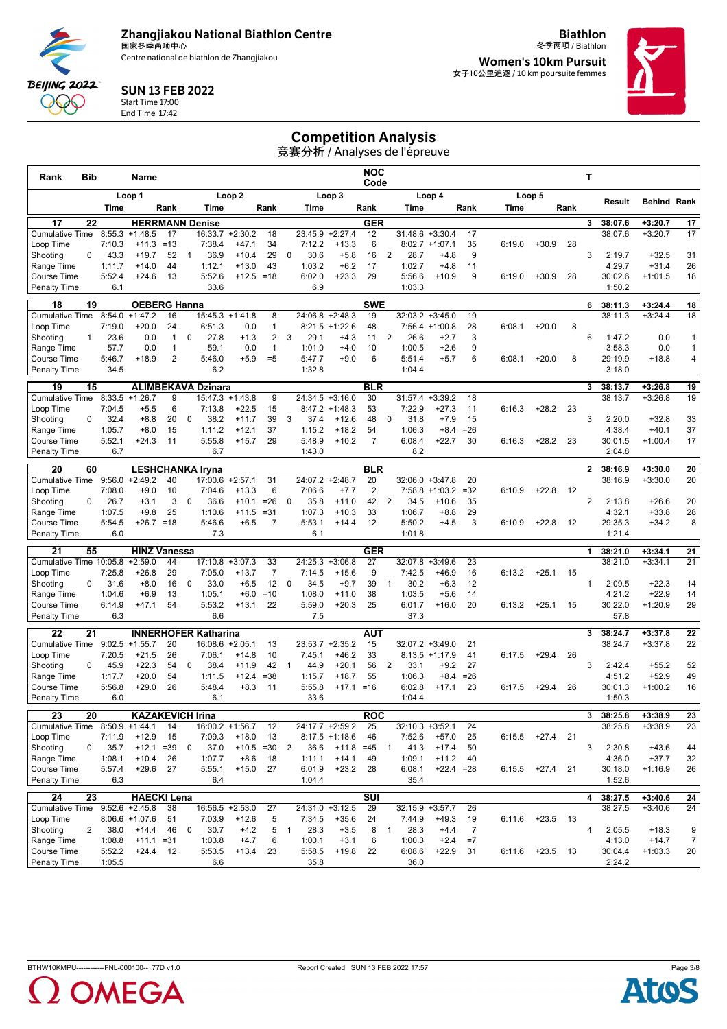Zhangjiakou National Biathlon Centre
国家冬季两项中心
Centre national de biathlon de Zhangjiakou

**SUN 13 FEB 2022**
Start Time 17:00
End Time 17:42

**Biathlon**
冬季两项 / Biathlon
**Women's 10km Pursuit**
女子10公里追逐 / 10 km poursuite femmes

# Competition Analysis
竞赛分析 / Analyses de l'épreuve

| Rank | Bib | Name | | Loop 1 Time | | Loop 1 Rank | | Loop 2 Time | | Loop 2 Rank | | Loop 3 Time | | Loop 3 Rank | | Loop 4 Time | | Loop 4 Rank | Loop 5 Time | | Loop 5 Rank | T | Result | Behind | Rank |
|---|---|---|---|---|---|---|---|---|---|---|---|---|---|---|---|---|---|---|---|---|---|---|---|---|---|
| **17** | **22** | **HERRMANN Denise** | | | | | | | | | | | | **GER** | | | | | | | | **3** | **38:07.6** | **+3:20.7** | **17** |
| Cumulative Time | | | | 8:55.3 | +1:48.5 | 17 | | 16:33.7 | +2:30.2 | 18 | | 23:45.9 | +2:27.4 | 12 | | 31:48.6 | +3:30.4 | 17 | | | | | 38:07.6 | +3:20.7 | 17 |
| Loop Time | | | | 7:10.3 | +11.3 | =13 | | 7:38.4 | +47.1 | 34 | | 7:12.2 | +13.3 | 6 | | 8:02.7 | +1:07.1 | 35 | 6:19.0 | +30.9 | 28 | | | | |
| Shooting | | | 0 | 43.3 | +19.7 | 52 | 1 | 36.9 | +10.4 | 29 | 0 | 30.6 | +5.8 | 16 | 2 | 28.7 | +4.8 | 9 | | | | 3 | 2:19.7 | +32.5 | 31 |
| Range Time | | | | 1:11.7 | +14.0 | 44 | | 1:12.1 | +13.0 | 43 | | 1:03.2 | +6.2 | 17 | | 1:02.7 | +4.8 | 11 | | | | | 4:29.7 | +31.4 | 26 |
| Course Time | | | | 5:52.4 | +24.6 | 13 | | 5:52.6 | +12.5 | =18 | | 6:02.0 | +23.3 | 29 | | 5:56.6 | +10.9 | 9 | 6:19.0 | +30.9 | 28 | | 30:02.6 | +1:01.5 | 18 |
| Penalty Time | | | | 6.1 | | | | 33.6 | | | | 6.9 | | | | 1:03.3 | | | | | | | 1:50.2 | | |
| **18** | **19** | **OEBERG Hanna** | | | | | | | | | | | | **SWE** | | | | | | | | **6** | **38:11.3** | **+3:24.4** | **18** |
| Cumulative Time | | | | 8:54.0 | +1:47.2 | 16 | | 15:45.3 | +1:41.8 | 8 | | 24:06.8 | +2:48.3 | 19 | | 32:03.2 | +3:45.0 | 19 | | | | | 38:11.3 | +3:24.4 | 18 |
| Loop Time | | | | 7:19.0 | +20.0 | 24 | | 6:51.3 | 0.0 | 1 | | 8:21.5 | +1:22.6 | 48 | | 7:56.4 | +1:00.8 | 28 | 6:08.1 | +20.0 | 8 | | | | |
| Shooting | | | 1 | 23.6 | 0.0 | 1 | 0 | 27.8 | +1.3 | 2 | 3 | 29.1 | +4.3 | 11 | 2 | 26.6 | +2.7 | 3 | | | | 6 | 1:47.2 | 0.0 | 1 |
| Range Time | | | | 57.7 | 0.0 | 1 | | 59.1 | 0.0 | 1 | | 1:01.0 | +4.0 | 10 | | 1:00.5 | +2.6 | 9 | | | | | 3:58.3 | 0.0 | 1 |
| Course Time | | | | 5:46.7 | +18.9 | 2 | | 5:46.0 | +5.9 | =5 | | 5:47.7 | +9.0 | 6 | | 5:51.4 | +5.7 | 6 | 6:08.1 | +20.0 | 8 | | 29:19.9 | +18.8 | 4 |
| Penalty Time | | | | 34.5 | | | | 6.2 | | | | 1:32.8 | | | | 1:04.4 | | | | | | | 3:18.0 | | |
| **19** | **15** | **ALIMBEKAVA Dzinara** | | | | | | | | | | | | **BLR** | | | | | | | | **3** | **38:13.7** | **+3:26.8** | **19** |
| Cumulative Time | | | | 8:33.5 | +1:26.7 | 9 | | 15:47.3 | +1:43.8 | 9 | | 24:34.5 | +3:16.0 | 30 | | 31:57.4 | +3:39.2 | 18 | | | | | 38:13.7 | +3:26.8 | 19 |
| Loop Time | | | | 7:04.5 | +5.5 | 6 | | 7:13.8 | +22.5 | 15 | | 8:47.2 | +1:48.3 | 53 | | 7:22.9 | +27.3 | 11 | 6:16.3 | +28.2 | 23 | | | | |
| Shooting | | | 0 | 32.4 | +8.8 | 20 | 0 | 38.2 | +11.7 | 39 | 3 | 37.4 | +12.6 | 48 | 0 | 31.8 | +7.9 | 15 | | | | 3 | 2:20.0 | +32.8 | 33 |
| Range Time | | | | 1:05.7 | +8.0 | 15 | | 1:11.2 | +12.1 | 37 | | 1:15.2 | +18.2 | 54 | | 1:06.3 | +8.4 | =26 | | | | | 4:38.4 | +40.1 | 37 |
| Course Time | | | | 5:52.1 | +24.3 | 11 | | 5:55.8 | +15.7 | 29 | | 5:48.9 | +10.2 | 7 | | 6:08.4 | +22.7 | 30 | 6:16.3 | +28.2 | 23 | | 30:01.5 | +1:00.4 | 17 |
| Penalty Time | | | | 6.7 | | | | 6.7 | | | | 1:43.0 | | | | 8.2 | | | | | | | 2:04.8 | | |
| **20** | **60** | **LESHCHANKA Iryna** | | | | | | | | | | | | **BLR** | | | | | | | | **2** | **38:16.9** | **+3:30.0** | **20** |
| Cumulative Time | | | | 9:56.0 | +2:49.2 | 40 | | 17:00.6 | +2:57.1 | 31 | | 24:07.2 | +2:48.7 | 20 | | 32:06.0 | +3:47.8 | 20 | | | | | 38:16.9 | +3:30.0 | 20 |
| Loop Time | | | | 7:08.0 | +9.0 | 10 | | 7:04.6 | +13.3 | 6 | | 7:06.6 | +7.7 | 2 | | 7:58.8 | +1:03.2 | =32 | 6:10.9 | +22.8 | 12 | | | | |
| Shooting | | | 0 | 26.7 | +3.1 | 3 | 0 | 36.6 | +10.1 | =26 | 0 | 35.8 | +11.0 | 42 | 2 | 34.5 | +10.6 | 35 | | | | 2 | 2:13.8 | +26.6 | 20 |
| Range Time | | | | 1:07.5 | +9.8 | 25 | | 1:10.6 | +11.5 | =31 | | 1:07.3 | +10.3 | 33 | | 1:06.7 | +8.8 | 29 | | | | | 4:32.1 | +33.8 | 28 |
| Course Time | | | | 5:54.5 | +26.7 | =18 | | 5:46.6 | +6.5 | 7 | | 5:53.1 | +14.4 | 12 | | 5:50.2 | +4.5 | 3 | 6:10.9 | +22.8 | 12 | | 29:35.3 | +34.2 | 8 |
| Penalty Time | | | | 6.0 | | | | 7.3 | | | | 6.1 | | | | 1:01.8 | | | | | | | 1:21.4 | | |
| **21** | **55** | **HINZ Vanessa** | | | | | | | | | | | | **GER** | | | | | | | | **1** | **38:21.0** | **+3:34.1** | **21** |
| Cumulative Time | | | | 10:05.8 | +2:59.0 | 44 | | 17:10.8 | +3:07.3 | 33 | | 24:25.3 | +3:06.8 | 27 | | 32:07.8 | +3:49.6 | 23 | | | | | 38:21.0 | +3:34.1 | 21 |
| Loop Time | | | | 7:25.8 | +26.8 | 29 | | 7:05.0 | +13.7 | 7 | | 7:14.5 | +15.6 | 9 | | 7:42.5 | +46.9 | 16 | 6:13.2 | +25.1 | 15 | | | | |
| Shooting | | | 0 | 31.6 | +8.0 | 16 | 0 | 33.0 | +6.5 | 12 | 0 | 34.5 | +9.7 | 39 | 1 | 30.2 | +6.3 | 12 | | | | 1 | 2:09.5 | +22.3 | 14 |
| Range Time | | | | 1:04.6 | +6.9 | 13 | | 1:05.1 | +6.0 | =10 | | 1:08.0 | +11.0 | 38 | | 1:03.5 | +5.6 | 14 | | | | | 4:21.2 | +22.9 | 14 |
| Course Time | | | | 6:14.9 | +47.1 | 54 | | 5:53.2 | +13.1 | 22 | | 5:59.0 | +20.3 | 25 | | 6:01.7 | +16.0 | 20 | 6:13.2 | +25.1 | 15 | | 30:22.0 | +1:20.9 | 29 |
| Penalty Time | | | | 6.3 | | | | 6.6 | | | | 7.5 | | | | 37.3 | | | | | | | 57.8 | | |
| **22** | **21** | **INNERHOFER Katharina** | | | | | | | | | | | | **AUT** | | | | | | | | **3** | **38:24.7** | **+3:37.8** | **22** |
| Cumulative Time | | | | 9:02.5 | +1:55.7 | 20 | | 16:08.6 | +2:05.1 | 13 | | 23:53.7 | +2:35.2 | 15 | | 32:07.2 | +3:49.0 | 21 | | | | | 38:24.7 | +3:37.8 | 22 |
| Loop Time | | | | 7:20.5 | +21.5 | 26 | | 7:06.1 | +14.8 | 10 | | 7:45.1 | +46.2 | 33 | | 8:13.5 | +1:17.9 | 41 | 6:17.5 | +29.4 | 26 | | | | |
| Shooting | | | 0 | 45.9 | +22.3 | 54 | 0 | 38.4 | +11.9 | 42 | 1 | 44.9 | +20.1 | 56 | 2 | 33.1 | +9.2 | 27 | | | | 3 | 2:42.4 | +55.2 | 52 |
| Range Time | | | | 1:17.7 | +20.0 | 54 | | 1:11.5 | +12.4 | =38 | | 1:15.7 | +18.7 | 55 | | 1:06.3 | +8.4 | =26 | | | | | 4:51.2 | +52.9 | 49 |
| Course Time | | | | 5:56.8 | +29.0 | 26 | | 5:48.4 | +8.3 | 11 | | 5:55.8 | +17.1 | =16 | | 6:02.8 | +17.1 | 23 | 6:17.5 | +29.4 | 26 | | 30:01.3 | +1:00.2 | 16 |
| Penalty Time | | | | 6.0 | | | | 6.1 | | | | 33.6 | | | | 1:04.4 | | | | | | | 1:50.3 | | |
| **23** | **20** | **KAZAKEVICH Irina** | | | | | | | | | | | | **ROC** | | | | | | | | **3** | **38:25.8** | **+3:38.9** | **23** |
| Cumulative Time | | | | 8:50.9 | +1:44.1 | 14 | | 16:00.2 | +1:56.7 | 12 | | 24:17.7 | +2:59.2 | 25 | | 32:10.3 | +3:52.1 | 24 | | | | | 38:25.8 | +3:38.9 | 23 |
| Loop Time | | | | 7:11.9 | +12.9 | 15 | | 7:09.3 | +18.0 | 13 | | 8:17.5 | +1:18.6 | 46 | | 7:52.6 | +57.0 | 25 | 6:15.5 | +27.4 | 21 | | | | |
| Shooting | | | 0 | 35.7 | +12.1 | =39 | 0 | 37.0 | +10.5 | =30 | 2 | 36.6 | +11.8 | =45 | 1 | 41.3 | +17.4 | 50 | | | | 3 | 2:30.8 | +43.6 | 44 |
| Range Time | | | | 1:08.1 | +10.4 | 26 | | 1:07.7 | +8.6 | 18 | | 1:11.1 | +14.1 | 49 | | 1:09.1 | +11.2 | 40 | | | | | 4:36.0 | +37.7 | 32 |
| Course Time | | | | 5:57.4 | +29.6 | 27 | | 5:55.1 | +15.0 | 27 | | 6:01.9 | +23.2 | 28 | | 6:08.1 | +22.4 | =28 | 6:15.5 | +27.4 | 21 | | 30:18.0 | +1:16.9 | 26 |
| Penalty Time | | | | 6.3 | | | | 6.4 | | | | 1:04.4 | | | | 35.4 | | | | | | | 1:52.6 | | |
| **24** | **23** | **HAECKI Lena** | | | | | | | | | | | | **SUI** | | | | | | | | **4** | **38:27.5** | **+3:40.6** | **24** |
| Cumulative Time | | | | 9:52.6 | +2:45.8 | 38 | | 16:56.5 | +2:53.0 | 27 | | 24:31.0 | +3:12.5 | 29 | | 32:15.9 | +3:57.7 | 26 | | | | | 38:27.5 | +3:40.6 | 24 |
| Loop Time | | | | 8:06.6 | +1:07.6 | 51 | | 7:03.9 | +12.6 | 5 | | 7:34.5 | +35.6 | 24 | | 7:44.9 | +49.3 | 19 | 6:11.6 | +23.5 | 13 | | | | |
| Shooting | | | 2 | 38.0 | +14.4 | 46 | 0 | 30.7 | +4.2 | 5 | 1 | 28.3 | +3.5 | 8 | 1 | 28.3 | +4.4 | 7 | | | | 4 | 2:05.5 | +18.3 | 9 |
| Range Time | | | | 1:08.8 | +11.1 | =31 | | 1:03.8 | +4.7 | 6 | | 1:00.1 | +3.1 | 6 | | 1:00.3 | +2.4 | =7 | | | | | 4:13.0 | +14.7 | 7 |
| Course Time | | | | 5:52.2 | +24.4 | 12 | | 5:53.5 | +13.4 | 23 | | 5:58.5 | +19.8 | 22 | | 6:08.6 | +22.9 | 31 | 6:11.6 | +23.5 | 13 | | 30:04.4 | +1:03.3 | 20 |
| Penalty Time | | | | 1:05.5 | | | | 6.6 | | | | 35.8 | | | | 36.0 | | | | | | | 2:24.2 | | |

BTHW10KMPU------------FNL-000100--_77D v1.0 | Report Created SUN 13 FEB 2022 17:57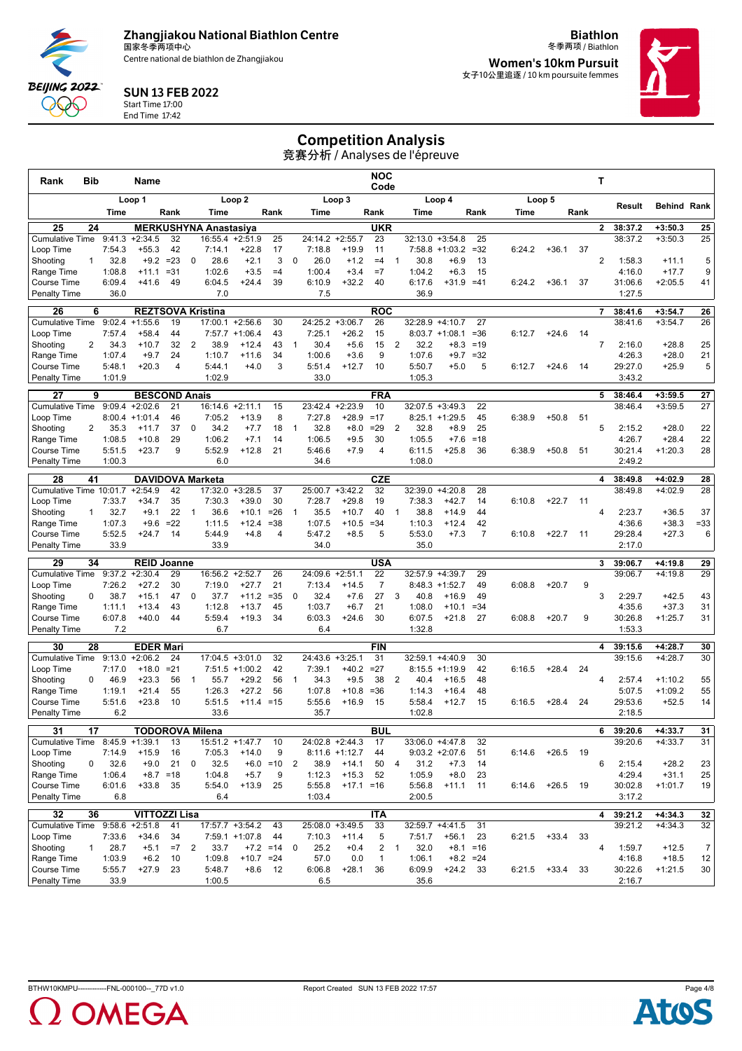# Zhangjiakou National Biathlon Centre

国家冬季两项中心

Centre national de biathlon de Zhangjiakou

**SUN 13 FEB 2022**

Start Time 17:00

End Time 17:42

**Biathlon**

冬季两项 / Biathlon

**Women's 10km Pursuit**

女子10公里追逐 / 10 km poursuite femmes

## Competition Analysis

竞赛分析 / Analyses de l'épreuve

| Rank | Bib | Name | | | | | | | NOC Code | | | | | | | T | | | |
|---|---|---|---|---|---|---|---|---|---|---|---|---|---|---|---|---|---|---|---|
| | Loop 1 | | | Loop 2 | | | Loop 3 | | | Loop 4 | | | Loop 5 | | | | Result | Behind | Rank |
| | Time | | Rank | Time | | Rank | Time | | Rank | Time | | Rank | Time | | Rank | | | | |
| **25** | **24** | **MERKUSHYNA Anastasiya** | | | | | | | **UKR** | | | | | | | **2** | **38:37.2** | **+3:50.3** | **25** |
| Cumulative Time | 9:41.3 | +2:34.5 | 32 | 16:55.4 | +2:51.9 | 25 | 24:14.2 | +2:55.7 | 23 | 32:13.0 | +3:54.8 | 25 | | | | | 38:37.2 | +3:50.3 | 25 |
| Loop Time | 7:54.3 | +55.3 | 42 | 7:14.1 | +22.8 | 17 | 7:18.8 | +19.9 | 11 | 7:58.8 | +1:03.2 | =32 | 6:24.2 | +36.1 | 37 | | | | |
| Shooting | 1 32.8 | +9.2 | =23 | 0 28.6 | +2.1 | 3 | 0 26.0 | +1.2 | =4 | 1 30.8 | +6.9 | 13 | | | | 2 | 1:58.3 | +11.1 | 5 |
| Range Time | 1:08.8 | +11.1 | =31 | 1:02.6 | +3.5 | =4 | 1:00.4 | +3.4 | =7 | 1:04.2 | +6.3 | 15 | | | | | 4:16.0 | +17.7 | 9 |
| Course Time | 6:09.4 | +41.6 | 49 | 6:04.5 | +24.4 | 39 | 6:10.9 | +32.2 | 40 | 6:17.6 | +31.9 | =41 | 6:24.2 | +36.1 | 37 | | 31:06.6 | +2:05.5 | 41 |
| Penalty Time | 36.0 | | | 7.0 | | | 7.5 | | | 36.9 | | | | | | | 1:27.5 | | |
| **26** | **6** | **REZTSOVA Kristina** | | | | | | | **ROC** | | | | | | | **7** | **38:41.6** | **+3:54.7** | **26** |
| Cumulative Time | 9:02.4 | +1:55.6 | 19 | 17:00.1 | +2:56.6 | 30 | 24:25.2 | +3:06.7 | 26 | 32:28.9 | +4:10.7 | 27 | | | | | 38:41.6 | +3:54.7 | 26 |
| Loop Time | 7:57.4 | +58.4 | 44 | 7:57.7 | +1:06.4 | 43 | 7:25.1 | +26.2 | 15 | 8:03.7 | +1:08.1 | =36 | 6:12.7 | +24.6 | 14 | | | | |
| Shooting | 2 34.3 | +10.7 | 32 | 2 38.9 | +12.4 | 43 | 1 30.4 | +5.6 | 15 | 2 32.2 | +8.3 | =19 | | | | 7 | 2:16.0 | +28.8 | 25 |
| Range Time | 1:07.4 | +9.7 | 24 | 1:10.7 | +11.6 | 34 | 1:00.6 | +3.6 | 9 | 1:07.6 | +9.7 | =32 | | | | | 4:26.3 | +28.0 | 21 |
| Course Time | 5:48.1 | +20.3 | 4 | 5:44.1 | +4.0 | 3 | 5:51.4 | +12.7 | 10 | 5:50.7 | +5.0 | 5 | 6:12.7 | +24.6 | 14 | | 29:27.0 | +25.9 | 5 |
| Penalty Time | 1:01.9 | | | 1:02.9 | | | 33.0 | | | 1:05.3 | | | | | | | 3:43.2 | | |
| **27** | **9** | **BESCOND Anais** | | | | | | | **FRA** | | | | | | | **5** | **38:46.4** | **+3:59.5** | **27** |
| Cumulative Time | 9:09.4 | +2:02.6 | 21 | 16:14.6 | +2:11.1 | 15 | 23:42.4 | +2:23.9 | 10 | 32:07.5 | +3:49.3 | 22 | | | | | 38:46.4 | +3:59.5 | 27 |
| Loop Time | 8:00.4 | +1:01.4 | 46 | 7:05.2 | +13.9 | 8 | 7:27.8 | +28.9 | =17 | 8:25.1 | +1:29.5 | 45 | 6:38.9 | +50.8 | 51 | | | | |
| Shooting | 2 35.3 | +11.7 | 37 | 0 34.2 | +7.7 | 18 | 1 32.8 | +8.0 | =29 | 2 32.8 | +8.9 | 25 | | | | 5 | 2:15.2 | +28.0 | 22 |
| Range Time | 1:08.5 | +10.8 | 29 | 1:06.2 | +7.1 | 14 | 1:06.5 | +9.5 | 30 | 1:05.5 | +7.6 | =18 | | | | | 4:26.7 | +28.4 | 22 |
| Course Time | 5:51.5 | +23.7 | 9 | 5:52.9 | +12.8 | 21 | 5:46.6 | +7.9 | 4 | 6:11.5 | +25.8 | 36 | 6:38.9 | +50.8 | 51 | | 30:21.4 | +1:20.3 | 28 |
| Penalty Time | 1:00.3 | | | 6.0 | | | 34.6 | | | 1:08.0 | | | | | | | 2:49.2 | | |
| **28** | **41** | **DAVIDOVA Marketa** | | | | | | | **CZE** | | | | | | | **4** | **38:49.8** | **+4:02.9** | **28** |
| Cumulative Time | 10:01.7 | +2:54.9 | 42 | 17:32.0 | +3:28.5 | 37 | 25:00.7 | +3:42.2 | 32 | 32:39.0 | +4:20.8 | 28 | | | | | 38:49.8 | +4:02.9 | 28 |
| Loop Time | 7:33.7 | +34.7 | 35 | 7:30.3 | +39.0 | 30 | 7:28.7 | +29.8 | 19 | 7:38.3 | +42.7 | 14 | 6:10.8 | +22.7 | 11 | | | | |
| Shooting | 1 32.7 | +9.1 | 22 | 1 36.6 | +10.1 | =26 | 1 35.5 | +10.7 | 40 | 1 38.8 | +14.9 | 44 | | | | 4 | 2:23.7 | +36.5 | 37 |
| Range Time | 1:07.3 | +9.6 | =22 | 1:11.5 | +12.4 | =38 | 1:07.5 | +10.5 | =34 | 1:10.3 | +12.4 | 42 | | | | | 4:36.6 | +38.3 | =33 |
| Course Time | 5:52.5 | +24.7 | 14 | 5:44.9 | +4.8 | 4 | 5:47.2 | +8.5 | 5 | 5:53.0 | +7.3 | 7 | 6:10.8 | +22.7 | 11 | | 29:28.4 | +27.3 | 6 |
| Penalty Time | 33.9 | | | 33.9 | | | 34.0 | | | 35.0 | | | | | | | 2:17.0 | | |
| **29** | **34** | **REID Joanne** | | | | | | | **USA** | | | | | | | **3** | **39:06.7** | **+4:19.8** | **29** |
| Cumulative Time | 9:37.2 | +2:30.4 | 29 | 16:56.2 | +2:52.7 | 26 | 24:09.6 | +2:51.1 | 22 | 32:57.9 | +4:39.7 | 29 | | | | | 39:06.7 | +4:19.8 | 29 |
| Loop Time | 7:26.2 | +27.2 | 30 | 7:19.0 | +27.7 | 21 | 7:13.4 | +14.5 | 7 | 8:48.3 | +1:52.7 | 49 | 6:08.8 | +20.7 | 9 | | | | |
| Shooting | 0 38.7 | +15.1 | 47 | 0 37.7 | +11.2 | =35 | 0 32.4 | +7.6 | 27 | 3 40.8 | +16.9 | 49 | | | | 3 | 2:29.7 | +42.5 | 43 |
| Range Time | 1:11.1 | +13.4 | 43 | 1:12.8 | +13.7 | 45 | 1:03.7 | +6.7 | 21 | 1:08.0 | +10.1 | =34 | | | | | 4:35.6 | +37.3 | 31 |
| Course Time | 6:07.8 | +40.0 | 44 | 5:59.4 | +19.3 | 34 | 6:03.3 | +24.6 | 30 | 6:07.5 | +21.8 | 27 | 6:08.8 | +20.7 | 9 | | 30:26.8 | +1:25.7 | 31 |
| Penalty Time | 7.2 | | | 6.7 | | | 6.4 | | | 1:32.8 | | | | | | | 1:53.3 | | |
| **30** | **28** | **EDER Mari** | | | | | | | **FIN** | | | | | | | **4** | **39:15.6** | **+4:28.7** | **30** |
| Cumulative Time | 9:13.0 | +2:06.2 | 24 | 17:04.5 | +3:01.0 | 32 | 24:43.6 | +3:25.1 | 31 | 32:59.1 | +4:40.9 | 30 | | | | | 39:15.6 | +4:28.7 | 30 |
| Loop Time | 7:17.0 | +18.0 | =21 | 7:51.5 | +1:00.2 | 42 | 7:39.1 | +40.2 | =27 | 8:15.5 | +1:19.9 | 42 | 6:16.5 | +28.4 | 24 | | | | |
| Shooting | 0 46.9 | +23.3 | 56 | 1 55.7 | +29.2 | 56 | 1 34.3 | +9.5 | 38 | 2 40.4 | +16.5 | 48 | | | | 4 | 2:57.4 | +1:10.2 | 55 |
| Range Time | 1:19.1 | +21.4 | 55 | 1:26.3 | +27.2 | 56 | 1:07.8 | +10.8 | =36 | 1:14.3 | +16.4 | 48 | | | | | 5:07.5 | +1:09.2 | 55 |
| Course Time | 5:51.6 | +23.8 | 10 | 5:51.5 | +11.4 | =15 | 5:55.6 | +16.9 | 15 | 5:58.4 | +12.7 | 15 | 6:16.5 | +28.4 | 24 | | 29:53.6 | +52.5 | 14 |
| Penalty Time | 6.2 | | | 33.6 | | | 35.7 | | | 1:02.8 | | | | | | | 2:18.5 | | |
| **31** | **17** | **TODOROVA Milena** | | | | | | | **BUL** | | | | | | | **6** | **39:20.6** | **+4:33.7** | **31** |
| Cumulative Time | 8:45.9 | +1:39.1 | 13 | 15:51.2 | +1:47.7 | 10 | 24:02.8 | +2:44.3 | 17 | 33:06.0 | +4:47.8 | 32 | | | | | 39:20.6 | +4:33.7 | 31 |
| Loop Time | 7:14.9 | +15.9 | 16 | 7:05.3 | +14.0 | 9 | 8:11.6 | +1:12.7 | 44 | 9:03.2 | +2:07.6 | 51 | 6:14.6 | +26.5 | 19 | | | | |
| Shooting | 0 32.6 | +9.0 | 21 | 0 32.5 | +6.0 | =10 | 2 38.9 | +14.1 | 50 | 4 31.2 | +7.3 | 14 | | | | 6 | 2:15.4 | +28.2 | 23 |
| Range Time | 1:06.4 | +8.7 | =18 | 1:04.8 | +5.7 | 9 | 1:12.3 | +15.3 | 52 | 1:05.9 | +8.0 | 23 | | | | | 4:29.4 | +31.1 | 25 |
| Course Time | 6:01.6 | +33.8 | 35 | 5:54.0 | +13.9 | 25 | 5:55.8 | +17.1 | =16 | 5:56.8 | +11.1 | 11 | 6:14.6 | +26.5 | 19 | | 30:02.8 | +1:01.7 | 19 |
| Penalty Time | 6.8 | | | 6.4 | | | 1:03.4 | | | 2:00.5 | | | | | | | 3:17.2 | | |
| **32** | **36** | **VITTOZZI Lisa** | | | | | | | **ITA** | | | | | | | **4** | **39:21.2** | **+4:34.3** | **32** |
| Cumulative Time | 9:58.6 | +2:51.8 | 41 | 17:57.7 | +3:54.2 | 43 | 25:08.0 | +3:49.5 | 33 | 32:59.7 | +4:41.5 | 31 | | | | | 39:21.2 | +4:34.3 | 32 |
| Loop Time | 7:33.6 | +34.6 | 34 | 7:59.1 | +1:07.8 | 44 | 7:10.3 | +11.4 | 5 | 7:51.7 | +56.1 | 23 | 6:21.5 | +33.4 | 33 | | | | |
| Shooting | 1 28.7 | +5.1 | =7 | 2 33.7 | +7.2 | =14 | 0 25.2 | +0.4 | 2 | 1 32.0 | +8.1 | =16 | | | | 4 | 1:59.7 | +12.5 | 7 |
| Range Time | 1:03.9 | +6.2 | 10 | 1:09.8 | +10.7 | =24 | 57.0 | 0.0 | 1 | 1:06.1 | +8.2 | =24 | | | | | 4:16.8 | +18.5 | 12 |
| Course Time | 5:55.7 | +27.9 | 23 | 5:48.7 | +8.6 | 12 | 6:06.8 | +28.1 | 36 | 6:09.9 | +24.2 | 33 | 6:21.5 | +33.4 | 33 | | 30:22.6 | +1:21.5 | 30 |
| Penalty Time | 33.9 | | | 1:00.5 | | | 6.5 | | | 35.6 | | | | | | | 2:16.7 | | |

BTHW10KMPU------------FNL-000100--_77D v1.0 Report Created SUN 13 FEB 2022 17:57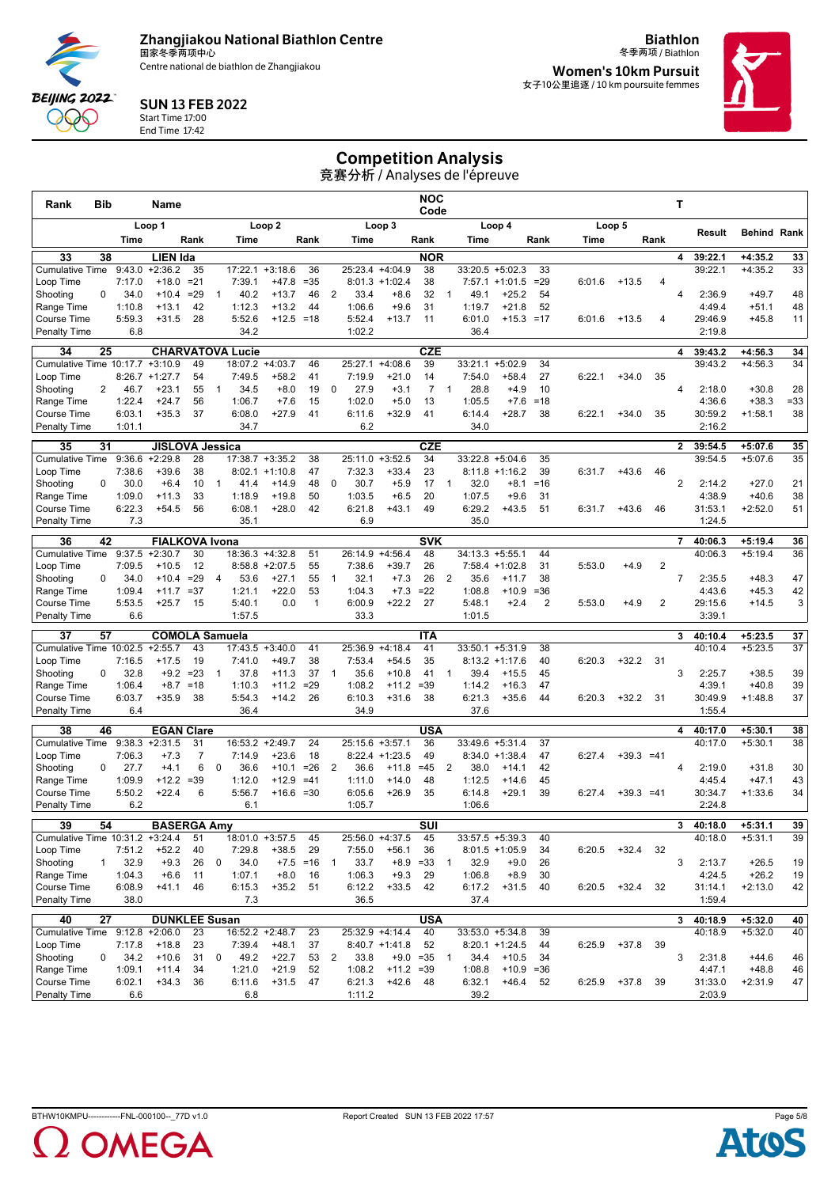# Zhangjiakou National Biathlon Centre

国家冬季两项中心

Centre national de biathlon de Zhangjiakou

**SUN 13 FEB 2022**

Start Time 17:00

End Time 17:42

**Biathlon**

冬季两项 / Biathlon

**Women's 10km Pursuit**

女子10公里追逐 / 10 km poursuite femmes

## Competition Analysis

竞赛分析 / Analyses de l'épreuve

| Rank | Bib | Name | | | | | | | | NOC Code | | | | | | | | T | Result | Behind | Rank |
|---|---|---|---|---|---|---|---|---|---|---|---|---|---|---|---|---|---|---|---|---|---|
| | Loop 1 | | | Loop 2 | | | Loop 3 | | | | Loop 4 | | | Loop 5 | | | | | | | |
| | Time | | Rank | Time | | Rank | Time | | Rank | | Time | | Rank | Time | | Rank | | | | | |
| **33** | **38** | **LIEN Ida** | | | | | | | | **NOR** | | | | | | | | **4** | **39:22.1** | **+4:35.2** | **33** |
| Cumulative Time | 9:43.0 | +2:36.2 | 35 | 17:22.1 | +3:18.6 | 36 | 25:23.4 | +4:04.9 | 38 | | 33:20.5 | +5:02.3 | 33 | | | | | | 39:22.1 | +4:35.2 | 33 |
| Loop Time | 7:17.0 | +18.0 | =21 | 7:39.1 | +47.8 | =35 | 8:01.3 | +1:02.4 | 38 | | 7:57.1 | +1:01.5 | =29 | 6:01.6 | +13.5 | 4 | | | | | |
| Shooting | 0 34.0 | +10.4 | =29 | 1 40.2 | +13.7 | 46 | 2 33.4 | +8.6 | 32 | | 1 49.1 | +25.2 | 54 | | | | | 4 | 2:36.9 | +49.7 | 48 |
| Range Time | 1:10.8 | +13.1 | 42 | 1:12.3 | +13.2 | 44 | 1:06.6 | +9.6 | 31 | | 1:19.7 | +21.8 | 52 | | | | | | 4:49.4 | +51.1 | 48 |
| Course Time | 5:59.3 | +31.5 | 28 | 5:52.6 | +12.5 | =18 | 5:52.4 | +13.7 | 11 | | 6:01.0 | +15.3 | =17 | 6:01.6 | +13.5 | 4 | | | 29:46.9 | +45.8 | 11 |
| Penalty Time | 6.8 | | | 34.2 | | | 1:02.2 | | | | 36.4 | | | | | | | | 2:19.8 | | |
| **34** | **25** | **CHARVATOVA Lucie** | | | | | | | | **CZE** | | | | | | | | **4** | **39:43.2** | **+4:56.3** | **34** |
| Cumulative Time | 10:17.7 | +3:10.9 | 49 | 18:07.2 | +4:03.7 | 46 | 25:27.1 | +4:08.6 | 39 | | 33:21.1 | +5:02.9 | 34 | | | | | | 39:43.2 | +4:56.3 | 34 |
| Loop Time | 8:26.7 | +1:27.7 | 54 | 7:49.5 | +58.2 | 41 | 7:19.9 | +21.0 | 14 | | 7:54.0 | +58.4 | 27 | 6:22.1 | +34.0 | 35 | | | | | |
| Shooting | 2 46.7 | +23.1 | 55 | 1 34.5 | +8.0 | 19 | 0 27.9 | +3.1 | 7 | | 1 28.8 | +4.9 | 10 | | | | | 4 | 2:18.0 | +30.8 | 28 |
| Range Time | 1:22.4 | +24.7 | 56 | 1:06.7 | +7.6 | 15 | 1:02.0 | +5.0 | 13 | | 1:05.5 | +7.6 | =18 | | | | | | 4:36.6 | +38.3 | =33 |
| Course Time | 6:03.1 | +35.3 | 37 | 6:08.0 | +27.9 | 41 | 6:11.6 | +32.9 | 41 | | 6:14.4 | +28.7 | 38 | 6:22.1 | +34.0 | 35 | | | 30:59.2 | +1:58.1 | 38 |
| Penalty Time | 1:01.1 | | | 34.7 | | | 6.2 | | | | 34.0 | | | | | | | | 2:16.2 | | |
| **35** | **31** | **JISLOVA Jessica** | | | | | | | | **CZE** | | | | | | | | **2** | **39:54.5** | **+5:07.6** | **35** |
| Cumulative Time | 9:36.6 | +2:29.8 | 28 | 17:38.7 | +3:35.2 | 38 | 25:11.0 | +3:52.5 | 34 | | 33:22.8 | +5:04.6 | 35 | | | | | | 39:54.5 | +5:07.6 | 35 |
| Loop Time | 7:38.6 | +39.6 | 38 | 8:02.1 | +1:10.8 | 47 | 7:32.3 | +33.4 | 23 | | 8:11.8 | +1:16.2 | 39 | 6:31.7 | +43.6 | 46 | | | | | |
| Shooting | 0 30.0 | +6.4 | 10 | 1 41.4 | +14.9 | 48 | 0 30.7 | +5.9 | 17 | | 1 32.0 | +8.1 | =16 | | | | | 2 | 2:14.2 | +27.0 | 21 |
| Range Time | 1:09.0 | +11.3 | 33 | 1:18.9 | +19.8 | 50 | 1:03.5 | +6.5 | 20 | | 1:07.5 | +9.6 | 31 | | | | | | 4:38.9 | +40.6 | 38 |
| Course Time | 6:22.3 | +54.5 | 56 | 6:08.1 | +28.0 | 42 | 6:21.8 | +43.1 | 49 | | 6:29.2 | +43.5 | 51 | 6:31.7 | +43.6 | 46 | | | 31:53.1 | +2:52.0 | 51 |
| Penalty Time | 7.3 | | | 35.1 | | | 6.9 | | | | 35.0 | | | | | | | | 1:24.5 | | |
| **36** | **42** | **FIALKOVA Ivona** | | | | | | | | **SVK** | | | | | | | | **7** | **40:06.3** | **+5:19.4** | **36** |
| Cumulative Time | 9:37.5 | +2:30.7 | 30 | 18:36.3 | +4:32.8 | 51 | 26:14.9 | +4:56.4 | 48 | | 34:13.3 | +5:55.1 | 44 | | | | | | 40:06.3 | +5:19.4 | 36 |
| Loop Time | 7:09.5 | +10.5 | 12 | 8:58.8 | +2:07.5 | 55 | 7:38.6 | +39.7 | 26 | | 7:58.4 | +1:02.8 | 31 | 5:53.0 | +4.9 | 2 | | | | | |
| Shooting | 0 34.0 | +10.4 | =29 | 4 53.6 | +27.1 | 55 | 1 32.1 | +7.3 | 26 | | 2 35.6 | +11.7 | 38 | | | | | 7 | 2:35.5 | +48.3 | 47 |
| Range Time | 1:09.4 | +11.7 | =37 | 1:21.1 | +22.0 | 53 | 1:04.3 | +7.3 | =22 | | 1:08.8 | +10.9 | =36 | | | | | | 4:43.6 | +45.3 | 42 |
| Course Time | 5:53.5 | +25.7 | 15 | 5:40.1 | 0.0 | 1 | 6:00.9 | +22.2 | 27 | | 5:48.1 | +2.4 | 2 | 5:53.0 | +4.9 | 2 | | | 29:15.6 | +14.5 | 3 |
| Penalty Time | 6.6 | | | 1:57.5 | | | 33.3 | | | | 1:01.5 | | | | | | | | 3:39.1 | | |
| **37** | **57** | **COMOLA Samuela** | | | | | | | | **ITA** | | | | | | | | **3** | **40:10.4** | **+5:23.5** | **37** |
| Cumulative Time | 10:02.5 | +2:55.7 | 43 | 17:43.5 | +3:40.0 | 41 | 25:36.9 | +4:18.4 | 41 | | 33:50.1 | +5:31.9 | 38 | | | | | | 40:10.4 | +5:23.5 | 37 |
| Loop Time | 7:16.5 | +17.5 | 19 | 7:41.0 | +49.7 | 38 | 7:53.4 | +54.5 | 35 | | 8:13.2 | +1:17.6 | 40 | 6:20.3 | +32.2 | 31 | | | | | |
| Shooting | 0 32.8 | +9.2 | =23 | 1 37.8 | +11.3 | 37 | 1 35.6 | +10.8 | 41 | | 1 39.4 | +15.5 | 45 | | | | | 3 | 2:25.7 | +38.5 | 39 |
| Range Time | 1:06.4 | +8.7 | =18 | 1:10.3 | +11.2 | =29 | 1:08.2 | +11.2 | =39 | | 1:14.2 | +16.3 | 47 | | | | | | 4:39.1 | +40.8 | 39 |
| Course Time | 6:03.7 | +35.9 | 38 | 5:54.3 | +14.2 | 26 | 6:10.3 | +31.6 | 38 | | 6:21.3 | +35.6 | 44 | 6:20.3 | +32.2 | 31 | | | 30:49.9 | +1:48.8 | 37 |
| Penalty Time | 6.4 | | | 36.4 | | | 34.9 | | | | 37.6 | | | | | | | | 1:55.4 | | |
| **38** | **46** | **EGAN Clare** | | | | | | | | **USA** | | | | | | | | **4** | **40:17.0** | **+5:30.1** | **38** |
| Cumulative Time | 9:38.3 | +2:31.5 | 31 | 16:53.2 | +2:49.7 | 24 | 25:15.6 | +3:57.1 | 36 | | 33:49.6 | +5:31.4 | 37 | | | | | | 40:17.0 | +5:30.1 | 38 |
| Loop Time | 7:06.3 | +7.3 | 7 | 7:14.9 | +23.6 | 18 | 8:22.4 | +1:23.5 | 49 | | 8:34.0 | +1:38.4 | 47 | 6:27.4 | +39.3 | =41 | | | | | |
| Shooting | 0 27.7 | +4.1 | 6 | 0 36.6 | +10.1 | =26 | 2 36.6 | +11.8 | =45 | | 2 38.0 | +14.1 | 42 | | | | | 4 | 2:19.0 | +31.8 | 30 |
| Range Time | 1:09.9 | +12.2 | =39 | 1:12.0 | +12.9 | =41 | 1:11.0 | +14.0 | 48 | | 1:12.5 | +14.6 | 45 | | | | | | 4:45.4 | +47.1 | 43 |
| Course Time | 5:50.2 | +22.4 | 6 | 5:56.7 | +16.6 | =30 | 6:05.6 | +26.9 | 35 | | 6:14.8 | +29.1 | 39 | 6:27.4 | +39.3 | =41 | | | 30:34.7 | +1:33.6 | 34 |
| Penalty Time | 6.2 | | | 6.1 | | | 1:05.7 | | | | 1:06.6 | | | | | | | | 2:24.8 | | |
| **39** | **54** | **BASERGA Amy** | | | | | | | | **SUI** | | | | | | | | **3** | **40:18.0** | **+5:31.1** | **39** |
| Cumulative Time | 10:31.2 | +3:24.4 | 51 | 18:01.0 | +3:57.5 | 45 | 25:56.0 | +4:37.5 | 45 | | 33:57.5 | +5:39.3 | 40 | | | | | | 40:18.0 | +5:31.1 | 39 |
| Loop Time | 7:51.2 | +52.2 | 40 | 7:29.8 | +38.5 | 29 | 7:55.0 | +56.1 | 36 | | 8:01.5 | +1:05.9 | 34 | 6:20.5 | +32.4 | 32 | | | | | |
| Shooting | 1 32.9 | +9.3 | 26 | 0 34.0 | +7.5 | =16 | 1 33.7 | +8.9 | =33 | | 1 32.9 | +9.0 | 26 | | | | | 3 | 2:13.7 | +26.5 | 19 |
| Range Time | 1:04.3 | +6.6 | 11 | 1:07.1 | +8.0 | 16 | 1:06.3 | +9.3 | 29 | | 1:06.8 | +8.9 | 30 | | | | | | 4:24.5 | +26.2 | 19 |
| Course Time | 6:08.9 | +41.1 | 46 | 6:15.3 | +35.2 | 51 | 6:12.2 | +33.5 | 42 | | 6:17.2 | +31.5 | 40 | 6:20.5 | +32.4 | 32 | | | 31:14.1 | +2:13.0 | 42 |
| Penalty Time | 38.0 | | | 7.3 | | | 36.5 | | | | 37.4 | | | | | | | | 1:59.4 | | |
| **40** | **27** | **DUNKLEE Susan** | | | | | | | | **USA** | | | | | | | | **3** | **40:18.9** | **+5:32.0** | **40** |
| Cumulative Time | 9:12.8 | +2:06.0 | 23 | 16:52.2 | +2:48.7 | 23 | 25:32.9 | +4:14.4 | 40 | | 33:53.0 | +5:34.8 | 39 | | | | | | 40:18.9 | +5:32.0 | 40 |
| Loop Time | 7:17.8 | +18.8 | 23 | 7:39.4 | +48.1 | 37 | 8:40.7 | +1:41.8 | 52 | | 8:20.1 | +1:24.5 | 44 | 6:25.9 | +37.8 | 39 | | | | | |
| Shooting | 0 34.2 | +10.6 | 31 | 0 49.2 | +22.7 | 53 | 2 33.8 | +9.0 | =35 | | 1 34.4 | +10.5 | 34 | | | | | 3 | 2:31.8 | +44.6 | 46 |
| Range Time | 1:09.1 | +11.4 | 34 | 1:21.0 | +21.9 | 52 | 1:08.2 | +11.2 | =39 | | 1:08.8 | +10.9 | =36 | | | | | | 4:47.1 | +48.8 | 46 |
| Course Time | 6:02.1 | +34.3 | 36 | 6:11.6 | +31.5 | 47 | 6:21.3 | +42.6 | 48 | | 6:32.1 | +46.4 | 52 | 6:25.9 | +37.8 | 39 | | | 31:33.0 | +2:31.9 | 47 |
| Penalty Time | 6.6 | | | 6.8 | | | 1:11.2 | | | | 39.2 | | | | | | | | 2:03.9 | | |

BTHW10KMPU------------FNL-000100--_77D v1.0 Report Created SUN 13 FEB 2022 17:57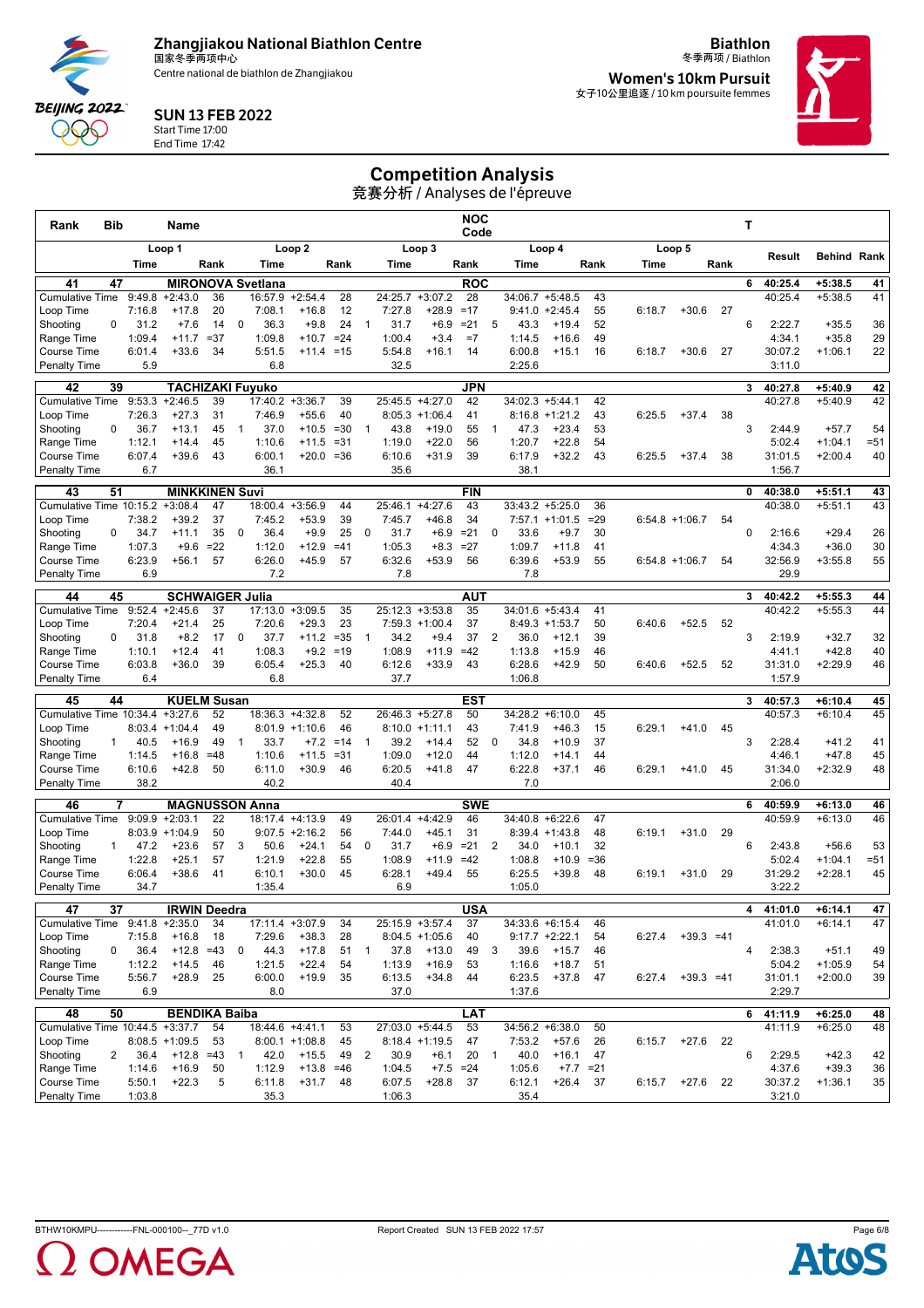**Zhangjiakou National Biathlon Centre**
国家冬季两项中心
Centre national de biathlon de Zhangjiakou

**SUN 13 FEB 2022**
Start Time 17:00
End Time 17:42

**Biathlon**
冬季两项 / Biathlon
**Women's 10km Pursuit**
女子10公里追逐 / 10 km poursuite femmes

# Competition Analysis
竞赛分析 / Analyses de l'épreuve

| Rank | Bib | Name | | | | | | | | NOC Code | | | | | | | | T | | | |
|---|---|---|---|---|---|---|---|---|---|---|---|---|---|---|---|---|---|---|---|---|---|
| | | Loop 1 | | | Loop 2 | | | Loop 3 | | | Loop 4 | | | Loop 5 | | | | | Result | Behind | Rank |
| | | Time | | Rank | Time | | Rank | Time | | Rank | Time | | Rank | Time | | Rank | | | | | |
| **41** | **47** | **MIRONOVA Svetlana** | | | | | | | | **ROC** | | | | | | | | **6** | **40:25.4** | **+5:38.5** | **41** |
| Cumulative Time | | 9:49.8 | +2:43.0 | 36 | 16:57.9 | +2:54.4 | 28 | 24:25.7 | +3:07.2 | 28 | 34:06.7 | +5:48.5 | 43 | | | | | | 40:25.4 | +5:38.5 | 41 |
| Loop Time | | 7:16.8 | +17.8 | 20 | 7:08.1 | +16.8 | 12 | 7:27.8 | +28.9 | =17 | 9:41.0 | +2:45.4 | 55 | 6:18.7 | +30.6 | 27 | | | | | |
| Shooting | 0 | 31.2 | +7.6 | 14 | 0 36.3 | +9.8 | 24 | 1 31.7 | +6.9 | =21 | 5 43.3 | +19.4 | 52 | | | | | 6 | 2:22.7 | +35.5 | 36 |
| Range Time | | 1:09.4 | +11.7 | =37 | 1:09.8 | +10.7 | =24 | 1:00.4 | +3.4 | =7 | 1:14.5 | +16.6 | 49 | | | | | | 4:34.1 | +35.8 | 29 |
| Course Time | | 6:01.4 | +33.6 | 34 | 5:51.5 | +11.4 | =15 | 5:54.8 | +16.1 | 14 | 6:00.8 | +15.1 | 16 | 6:18.7 | +30.6 | 27 | | | 30:07.2 | +1:06.1 | 22 |
| Penalty Time | | 5.9 | | | 6.8 | | | 32.5 | | | 2:25.6 | | | | | | | | 3:11.0 | | |
| **42** | **39** | **TACHIZAKI Fuyuko** | | | | | | | | **JPN** | | | | | | | | **3** | **40:27.8** | **+5:40.9** | **42** |
| Cumulative Time | | 9:53.3 | +2:46.5 | 39 | 17:40.2 | +3:36.7 | 39 | 25:45.5 | +4:27.0 | 42 | 34:02.3 | +5:44.1 | 42 | | | | | | 40:27.8 | +5:40.9 | 42 |
| Loop Time | | 7:26.3 | +27.3 | 31 | 7:46.9 | +55.6 | 40 | 8:05.3 | +1:06.4 | 41 | 8:16.8 | +1:21.2 | 43 | 6:25.5 | +37.4 | 38 | | | | | |
| Shooting | 0 | 36.7 | +13.1 | 45 | 1 37.0 | +10.5 | =30 | 1 43.8 | +19.0 | 55 | 1 47.3 | +23.4 | 53 | | | | | 3 | 2:44.9 | +57.7 | 54 |
| Range Time | | 1:12.1 | +14.4 | 45 | 1:10.6 | +11.5 | =31 | 1:19.0 | +22.0 | 56 | 1:20.7 | +22.8 | 54 | | | | | | 5:02.4 | +1:04.1 | =51 |
| Course Time | | 6:07.4 | +39.6 | 43 | 6:00.1 | +20.0 | =36 | 6:10.6 | +31.9 | 39 | 6:17.9 | +32.2 | 43 | 6:25.5 | +37.4 | 38 | | | 31:01.5 | +2:00.4 | 40 |
| Penalty Time | | 6.7 | | | 36.1 | | | 35.6 | | | 38.1 | | | | | | | | 1:56.7 | | |
| **43** | **51** | **MINKKINEN Suvi** | | | | | | | | **FIN** | | | | | | | | **0** | **40:38.0** | **+5:51.1** | **43** |
| Cumulative Time | | 10:15.2 | +3:08.4 | 47 | 18:00.4 | +3:56.9 | 44 | 25:46.1 | +4:27.6 | 43 | 33:43.2 | +5:25.0 | 36 | | | | | | 40:38.0 | +5:51.1 | 43 |
| Loop Time | | 7:38.2 | +39.2 | 37 | 7:45.2 | +53.9 | 39 | 7:45.7 | +46.8 | 34 | 7:57.1 | +1:01.5 | =29 | 6:54.8 | +1:06.7 | 54 | | | | | |
| Shooting | 0 | 34.7 | +11.1 | 35 | 0 36.4 | +9.9 | 25 | 0 31.7 | +6.9 | =21 | 0 33.6 | +9.7 | 30 | | | | | 0 | 2:16.6 | +29.4 | 26 |
| Range Time | | 1:07.3 | +9.6 | =22 | 1:12.0 | +12.9 | =41 | 1:05.3 | +8.3 | =27 | 1:09.7 | +11.8 | 41 | | | | | | 4:34.3 | +36.0 | 30 |
| Course Time | | 6:23.9 | +56.1 | 57 | 6:26.0 | +45.9 | 57 | 6:32.6 | +53.9 | 56 | 6:39.6 | +53.9 | 55 | 6:54.8 | +1:06.7 | 54 | | | 32:56.9 | +3:55.8 | 55 |
| Penalty Time | | 6.9 | | | 7.2 | | | 7.8 | | | 7.8 | | | | | | | | 29.9 | | |
| **44** | **45** | **SCHWAIGER Julia** | | | | | | | | **AUT** | | | | | | | | **3** | **40:42.2** | **+5:55.3** | **44** |
| Cumulative Time | | 9:52.4 | +2:45.6 | 37 | 17:13.0 | +3:09.5 | 35 | 25:12.3 | +3:53.8 | 35 | 34:01.6 | +5:43.4 | 41 | | | | | | 40:42.2 | +5:55.3 | 44 |
| Loop Time | | 7:20.4 | +21.4 | 25 | 7:20.6 | +29.3 | 23 | 7:59.3 | +1:00.4 | 37 | 8:49.3 | +1:53.7 | 50 | 6:40.6 | +52.5 | 52 | | | | | |
| Shooting | 0 | 31.8 | +8.2 | 17 | 0 37.7 | +11.2 | =35 | 1 34.2 | +9.4 | 37 | 2 36.0 | +12.1 | 39 | | | | | 3 | 2:19.9 | +32.7 | 32 |
| Range Time | | 1:10.1 | +12.4 | 41 | 1:08.3 | +9.2 | =19 | 1:08.9 | +11.9 | =42 | 1:13.8 | +15.9 | 46 | | | | | | 4:41.1 | +42.8 | 40 |
| Course Time | | 6:03.8 | +36.0 | 39 | 6:05.4 | +25.3 | 40 | 6:12.6 | +33.9 | 43 | 6:28.6 | +42.9 | 50 | 6:40.6 | +52.5 | 52 | | | 31:31.0 | +2:29.9 | 46 |
| Penalty Time | | 6.4 | | | 6.8 | | | 37.7 | | | 1:06.8 | | | | | | | | 1:57.9 | | |
| **45** | **44** | **KUELM Susan** | | | | | | | | **EST** | | | | | | | | **3** | **40:57.3** | **+6:10.4** | **45** |
| Cumulative Time | | 10:34.4 | +3:27.6 | 52 | 18:36.3 | +4:32.8 | 52 | 26:46.3 | +5:27.8 | 50 | 34:28.2 | +6:10.0 | 45 | | | | | | 40:57.3 | +6:10.4 | 45 |
| Loop Time | | 8:03.4 | +1:04.4 | 49 | 8:01.9 | +1:10.6 | 46 | 8:10.0 | +1:11.1 | 43 | 7:41.9 | +46.3 | 15 | 6:29.1 | +41.0 | 45 | | | | | |
| Shooting | 1 | 40.5 | +16.9 | 49 | 1 33.7 | +7.2 | =14 | 1 39.2 | +14.4 | 52 | 0 34.8 | +10.9 | 37 | | | | | 3 | 2:28.4 | +41.2 | 41 |
| Range Time | | 1:14.5 | +16.8 | =48 | 1:10.6 | +11.5 | =31 | 1:09.0 | +12.0 | 44 | 1:12.0 | +14.1 | 44 | | | | | | 4:46.1 | +47.8 | 45 |
| Course Time | | 6:10.6 | +42.8 | 50 | 6:11.0 | +30.9 | 46 | 6:20.5 | +41.8 | 47 | 6:22.8 | +37.1 | 46 | 6:29.1 | +41.0 | 45 | | | 31:34.0 | +2:32.9 | 48 |
| Penalty Time | | 38.2 | | | 40.2 | | | 40.4 | | | 7.0 | | | | | | | | 2:06.0 | | |
| **46** | **7** | **MAGNUSSON Anna** | | | | | | | | **SWE** | | | | | | | | **6** | **40:59.9** | **+6:13.0** | **46** |
| Cumulative Time | | 9:09.9 | +2:03.1 | 22 | 18:17.4 | +4:13.9 | 49 | 26:01.4 | +4:42.9 | 46 | 34:40.8 | +6:22.6 | 47 | | | | | | 40:59.9 | +6:13.0 | 46 |
| Loop Time | | 8:03.9 | +1:04.9 | 50 | 9:07.5 | +2:16.2 | 56 | 7:44.0 | +45.1 | 31 | 8:39.4 | +1:43.8 | 48 | 6:19.1 | +31.0 | 29 | | | | | |
| Shooting | 1 | 47.2 | +23.6 | 57 | 3 50.6 | +24.1 | 54 | 0 31.7 | +6.9 | =21 | 2 34.0 | +10.1 | 32 | | | | | 6 | 2:43.8 | +56.6 | 53 |
| Range Time | | 1:22.8 | +25.1 | 57 | 1:21.9 | +22.8 | 55 | 1:08.9 | +11.9 | =42 | 1:08.8 | +10.9 | =36 | | | | | | 5:02.4 | +1:04.1 | =51 |
| Course Time | | 6:06.4 | +38.6 | 41 | 6:10.1 | +30.0 | 45 | 6:28.1 | +49.4 | 55 | 6:25.5 | +39.8 | 48 | 6:19.1 | +31.0 | 29 | | | 31:29.2 | +2:28.1 | 45 |
| Penalty Time | | 34.7 | | | 1:35.4 | | | 6.9 | | | 1:05.0 | | | | | | | | 3:22.2 | | |
| **47** | **37** | **IRWIN Deedra** | | | | | | | | **USA** | | | | | | | | **4** | **41:01.0** | **+6:14.1** | **47** |
| Cumulative Time | | 9:41.8 | +2:35.0 | 34 | 17:11.4 | +3:07.9 | 34 | 25:15.9 | +3:57.4 | 37 | 34:33.6 | +6:15.4 | 46 | | | | | | 41:01.0 | +6:14.1 | 47 |
| Loop Time | | 7:15.8 | +16.8 | 18 | 7:29.6 | +38.3 | 28 | 8:04.5 | +1:05.6 | 40 | 9:17.7 | +2:22.1 | 54 | 6:27.4 | +39.3 | =41 | | | | | |
| Shooting | 0 | 36.4 | +12.8 | =43 | 0 44.3 | +17.8 | 51 | 1 37.8 | +13.0 | 49 | 3 39.6 | +15.7 | 46 | | | | | 4 | 2:38.3 | +51.1 | 49 |
| Range Time | | 1:12.2 | +14.5 | 46 | 1:21.5 | +22.4 | 54 | 1:13.9 | +16.9 | 53 | 1:16.6 | +18.7 | 51 | | | | | | 5:04.2 | +1:05.9 | 54 |
| Course Time | | 5:56.7 | +28.9 | 25 | 6:00.0 | +19.9 | 35 | 6:13.5 | +34.8 | 44 | 6:23.5 | +37.8 | 47 | 6:27.4 | +39.3 | =41 | | | 31:01.1 | +2:00.0 | 39 |
| Penalty Time | | 6.9 | | | 8.0 | | | 37.0 | | | 1:37.6 | | | | | | | | 2:29.7 | | |
| **48** | **50** | **BENDIKA Baiba** | | | | | | | | **LAT** | | | | | | | | **6** | **41:11.9** | **+6:25.0** | **48** |
| Cumulative Time | | 10:44.5 | +3:37.7 | 54 | 18:44.6 | +4:41.1 | 53 | 27:03.0 | +5:44.5 | 53 | 34:56.2 | +6:38.0 | 50 | | | | | | 41:11.9 | +6:25.0 | 48 |
| Loop Time | | 8:08.5 | +1:09.5 | 53 | 8:00.1 | +1:08.8 | 45 | 8:18.4 | +1:19.5 | 47 | 7:53.2 | +57.6 | 26 | 6:15.7 | +27.6 | 22 | | | | | |
| Shooting | 2 | 36.4 | +12.8 | =43 | 1 42.0 | +15.5 | 49 | 2 30.9 | +6.1 | 20 | 1 40.0 | +16.1 | 47 | | | | | 6 | 2:29.5 | +42.3 | 42 |
| Range Time | | 1:14.6 | +16.9 | 50 | 1:12.9 | +13.8 | =46 | 1:04.5 | +7.5 | =24 | 1:05.6 | +7.7 | =21 | | | | | | 4:37.6 | +39.3 | 36 |
| Course Time | | 5:50.1 | +22.3 | 5 | 6:11.8 | +31.7 | 48 | 6:07.5 | +28.8 | 37 | 6:12.1 | +26.4 | 37 | 6:15.7 | +27.6 | 22 | | | 30:37.2 | +1:36.1 | 35 |
| Penalty Time | | 1:03.8 | | | 35.3 | | | 1:06.3 | | | 35.4 | | | | | | | | 3:21.0 | | |

BTHW10KMPU------------FNL-000100--_77D v1.0 Report Created SUN 13 FEB 2022 17:57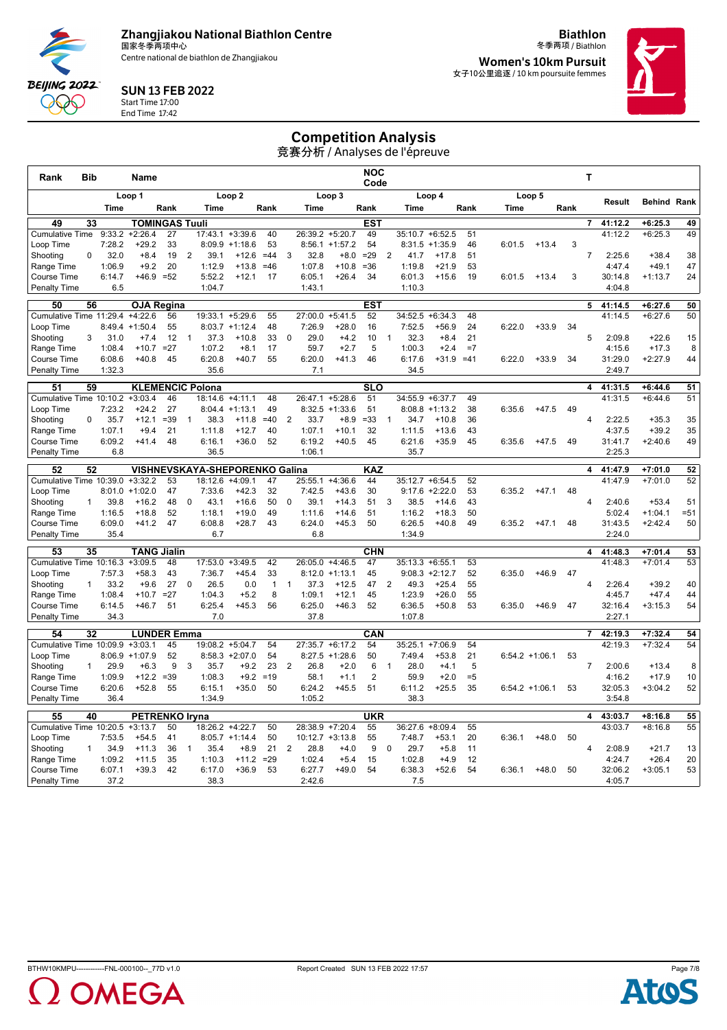# Zhangjiakou National Biathlon Centre

国家冬季两项中心

Centre national de biathlon de Zhangjiakou

**SUN 13 FEB 2022**

Start Time 17:00

End Time 17:42

**Biathlon**

冬季两项 / Biathlon

**Women's 10km Pursuit**

女子10公里追逐 / 10 km poursuite femmes

## Competition Analysis

竞赛分析 / Analyses de l'épreuve

| Rank | Bib | Name | | | | | | | | | | | NOC Code | | | | | | | | | T | | | |
|---|---|---|---|---|---|---|---|---|---|---|---|---|---|---|---|---|---|---|---|---|---|---|---|---|---|
| | Loop 1 | | | | Loop 2 | | | | Loop 3 | | | | Loop 4 | | | | Loop 5 | | | | | | Result | Behind | Rank |
| | | Time | | Rank | | Time | | Rank | | Time | | Rank | | Time | | Rank | Time | | Rank | | | | | | |
| **49** | **33** | **TOMINGAS Tuuli** | | | | | | | | | | | **EST** | | | | | | | | | **7** | **41:12.2** | **+6:25.3** | **49** |
| Cumulative Time | | 9:33.2 | +2:26.4 | 27 | | 17:43.1 | +3:39.6 | 40 | | 26:39.2 | +5:20.7 | 49 | | 35:10.7 | +6:52.5 | 51 | | | | | | | 41:12.2 | +6:25.3 | 49 |
| Loop Time | | 7:28.2 | +29.2 | 33 | | 8:09.9 | +1:18.6 | 53 | | 8:56.1 | +1:57.2 | 54 | | 8:31.5 | +1:35.9 | 46 | 6:01.5 | +13.4 | 3 | | | | | | |
| Shooting | 0 | 32.0 | +8.4 | 19 | 2 | 39.1 | +12.6 | =44 | 3 | 32.8 | +8.0 | =29 | 2 | 41.7 | +17.8 | 51 | | | | | | 7 | 2:25.6 | +38.4 | 38 |
| Range Time | | 1:06.9 | +9.2 | 20 | | 1:12.9 | +13.8 | =46 | | 1:07.8 | +10.8 | =36 | | 1:19.8 | +21.9 | 53 | | | | | | | 4:47.4 | +49.1 | 47 |
| Course Time | | 6:14.7 | +46.9 | =52 | | 5:52.2 | +12.1 | 17 | | 6:05.1 | +26.4 | 34 | | 6:01.3 | +15.6 | 19 | 6:01.5 | +13.4 | 3 | | | | 30:14.8 | +1:13.7 | 24 |
| Penalty Time | | 6.5 | | | | 1:04.7 | | | | 1:43.1 | | | | 1:10.3 | | | | | | | | | 4:04.8 | | |
| **50** | **56** | **OJA Regina** | | | | | | | | | | | **EST** | | | | | | | | | **5** | **41:14.5** | **+6:27.6** | **50** |
| Cumulative Time | | 11:29.4 | +4:22.6 | 56 | | 19:33.1 | +5:29.6 | 55 | | 27:00.0 | +5:41.5 | 52 | | 34:52.5 | +6:34.3 | 48 | | | | | | | 41:14.5 | +6:27.6 | 50 |
| Loop Time | | 8:49.4 | +1:50.4 | 55 | | 8:03.7 | +1:12.4 | 48 | | 7:26.9 | +28.0 | 16 | | 7:52.5 | +56.9 | 24 | 6:22.0 | +33.9 | 34 | | | | | | |
| Shooting | 3 | 31.0 | +7.4 | 12 | 1 | 37.3 | +10.8 | 33 | 0 | 29.0 | +4.2 | 10 | 1 | 32.3 | +8.4 | 21 | | | | | | 5 | 2:09.8 | +22.6 | 15 |
| Range Time | | 1:08.4 | +10.7 | =27 | | 1:07.2 | +8.1 | 17 | | 59.7 | +2.7 | 5 | | 1:00.3 | +2.4 | =7 | | | | | | | 4:15.6 | +17.3 | 8 |
| Course Time | | 6:08.6 | +40.8 | 45 | | 6:20.8 | +40.7 | 55 | | 6:20.0 | +41.3 | 46 | | 6:17.6 | +31.9 | =41 | 6:22.0 | +33.9 | 34 | | | | 31:29.0 | +2:27.9 | 44 |
| Penalty Time | | 1:32.3 | | | | 35.6 | | | | 7.1 | | | | 34.5 | | | | | | | | | 2:49.7 | | |
| **51** | **59** | **KLEMENCIC Polona** | | | | | | | | | | | **SLO** | | | | | | | | | **4** | **41:31.5** | **+6:44.6** | **51** |
| Cumulative Time | | 10:10.2 | +3:03.4 | 46 | | 18:14.6 | +4:11.1 | 48 | | 26:47.1 | +5:28.6 | 51 | | 34:55.9 | +6:37.7 | 49 | | | | | | | 41:31.5 | +6:44.6 | 51 |
| Loop Time | | 7:23.2 | +24.2 | 27 | | 8:04.4 | +1:13.1 | 49 | | 8:32.5 | +1:33.6 | 51 | | 8:08.8 | +1:13.2 | 38 | 6:35.6 | +47.5 | 49 | | | | | | |
| Shooting | 0 | 35.7 | +12.1 | =39 | 1 | 38.3 | +11.8 | =40 | 2 | 33.7 | +8.9 | =33 | 1 | 34.7 | +10.8 | 36 | | | | | | 4 | 2:22.5 | +35.3 | 35 |
| Range Time | | 1:07.1 | +9.4 | 21 | | 1:11.8 | +12.7 | 40 | | 1:07.1 | +10.1 | 32 | | 1:11.5 | +13.6 | 43 | | | | | | | 4:37.5 | +39.2 | 35 |
| Course Time | | 6:09.2 | +41.4 | 48 | | 6:16.1 | +36.0 | 52 | | 6:19.2 | +40.5 | 45 | | 6:21.6 | +35.9 | 45 | 6:35.6 | +47.5 | 49 | | | | 31:41.7 | +2:40.6 | 49 |
| Penalty Time | | 6.8 | | | | 36.5 | | | | 1:06.1 | | | | 35.7 | | | | | | | | | 2:25.3 | | |
| **52** | **52** | **VISHNEVSKAYA-SHEPORENKO Galina** | | | | | | | | | | | **KAZ** | | | | | | | | | **4** | **41:47.9** | **+7:01.0** | **52** |
| Cumulative Time | | 10:39.0 | +3:32.2 | 53 | | 18:12.6 | +4:09.1 | 47 | | 25:55.1 | +4:36.6 | 44 | | 35:12.7 | +6:54.5 | 52 | | | | | | | 41:47.9 | +7:01.0 | 52 |
| Loop Time | | 8:01.0 | +1:02.0 | 47 | | 7:33.6 | +42.3 | 32 | | 7:42.5 | +43.6 | 30 | | 9:17.6 | +2:22.0 | 53 | 6:35.2 | +47.1 | 48 | | | | | | |
| Shooting | 1 | 39.8 | +16.2 | 48 | 0 | 43.1 | +16.6 | 50 | 0 | 39.1 | +14.3 | 51 | 3 | 38.5 | +14.6 | 43 | | | | | | 4 | 2:40.6 | +53.4 | 51 |
| Range Time | | 1:16.5 | +18.8 | 52 | | 1:18.1 | +19.0 | 49 | | 1:11.6 | +14.6 | 51 | | 1:16.2 | +18.3 | 50 | | | | | | | 5:02.4 | +1:04.1 | =51 |
| Course Time | | 6:09.0 | +41.2 | 47 | | 6:08.8 | +28.7 | 43 | | 6:24.0 | +45.3 | 50 | | 6:26.5 | +40.8 | 49 | 6:35.2 | +47.1 | 48 | | | | 31:43.5 | +2:42.4 | 50 |
| Penalty Time | | 35.4 | | | | 6.7 | | | | 6.8 | | | | 1:34.9 | | | | | | | | | 2:24.0 | | |
| **53** | **35** | **TANG Jialin** | | | | | | | | | | | **CHN** | | | | | | | | | **4** | **41:48.3** | **+7:01.4** | **53** |
| Cumulative Time | | 10:16.3 | +3:09.5 | 48 | | 17:53.0 | +3:49.5 | 42 | | 26:05.0 | +4:46.5 | 47 | | 35:13.3 | +6:55.1 | 53 | | | | | | | 41:48.3 | +7:01.4 | 53 |
| Loop Time | | 7:57.3 | +58.3 | 43 | | 7:36.7 | +45.4 | 33 | | 8:12.0 | +1:13.1 | 45 | | 9:08.3 | +2:12.7 | 52 | 6:35.0 | +46.9 | 47 | | | | | | |
| Shooting | 1 | 33.2 | +9.6 | 27 | 0 | 26.5 | 0.0 | 1 | 1 | 37.3 | +12.5 | 47 | 2 | 49.3 | +25.4 | 55 | | | | | | 4 | 2:26.4 | +39.2 | 40 |
| Range Time | | 1:08.4 | +10.7 | =27 | | 1:04.3 | +5.2 | 8 | | 1:09.1 | +12.1 | 45 | | 1:23.9 | +26.0 | 55 | | | | | | | 4:45.7 | +47.4 | 44 |
| Course Time | | 6:14.5 | +46.7 | 51 | | 6:25.4 | +45.3 | 56 | | 6:25.0 | +46.3 | 52 | | 6:36.5 | +50.8 | 53 | 6:35.0 | +46.9 | 47 | | | | 32:16.4 | +3:15.3 | 54 |
| Penalty Time | | 34.3 | | | | 7.0 | | | | 37.8 | | | | 1:07.8 | | | | | | | | | 2:27.1 | | |
| **54** | **32** | **LUNDER Emma** | | | | | | | | | | | **CAN** | | | | | | | | | **7** | **42:19.3** | **+7:32.4** | **54** |
| Cumulative Time | | 10:09.9 | +3:03.1 | 45 | | 19:08.2 | +5:04.7 | 54 | | 27:35.7 | +6:17.2 | 54 | | 35:25.1 | +7:06.9 | 54 | | | | | | | 42:19.3 | +7:32.4 | 54 |
| Loop Time | | 8:06.9 | +1:07.9 | 52 | | 8:58.3 | +2:07.0 | 54 | | 8:27.5 | +1:28.6 | 50 | | 7:49.4 | +53.8 | 21 | 6:54.2 | +1:06.1 | 53 | | | | | | |
| Shooting | 1 | 29.9 | +6.3 | 9 | 3 | 35.7 | +9.2 | 23 | 2 | 26.8 | +2.0 | 6 | 1 | 28.0 | +4.1 | 5 | | | | | | 7 | 2:00.6 | +13.4 | 8 |
| Range Time | | 1:09.9 | +12.2 | =39 | | 1:08.3 | +9.2 | =19 | | 58.1 | +1.1 | 2 | | 59.9 | +2.0 | =5 | | | | | | | 4:16.2 | +17.9 | 10 |
| Course Time | | 6:20.6 | +52.8 | 55 | | 6:15.1 | +35.0 | 50 | | 6:24.2 | +45.5 | 51 | | 6:11.2 | +25.5 | 35 | 6:54.2 | +1:06.1 | 53 | | | | 32:05.3 | +3:04.2 | 52 |
| Penalty Time | | 36.4 | | | | 1:34.9 | | | | 1:05.2 | | | | 38.3 | | | | | | | | | 3:54.8 | | |
| **55** | **40** | **PETRENKO Iryna** | | | | | | | | | | | **UKR** | | | | | | | | | **4** | **43:03.7** | **+8:16.8** | **55** |
| Cumulative Time | | 10:20.5 | +3:13.7 | 50 | | 18:26.2 | +4:22.7 | 50 | | 28:38.9 | +7:20.4 | 55 | | 36:27.6 | +8:09.4 | 55 | | | | | | | 43:03.7 | +8:16.8 | 55 |
| Loop Time | | 7:53.5 | +54.5 | 41 | | 8:05.7 | +1:14.4 | 50 | | 10:12.7 | +3:13.8 | 55 | | 7:48.7 | +53.1 | 20 | 6:36.1 | +48.0 | 50 | | | | | | |
| Shooting | 1 | 34.9 | +11.3 | 36 | 1 | 35.4 | +8.9 | 21 | 2 | 28.8 | +4.0 | 9 | 0 | 29.7 | +5.8 | 11 | | | | | | 4 | 2:08.9 | +21.7 | 13 |
| Range Time | | 1:09.2 | +11.5 | 35 | | 1:10.3 | +11.2 | =29 | | 1:02.4 | +5.4 | 15 | | 1:02.8 | +4.9 | 12 | | | | | | | 4:24.7 | +26.4 | 20 |
| Course Time | | 6:07.1 | +39.3 | 42 | | 6:17.0 | +36.9 | 53 | | 6:27.7 | +49.0 | 54 | | 6:38.3 | +52.6 | 54 | 6:36.1 | +48.0 | 50 | | | | 32:06.2 | +3:05.1 | 53 |
| Penalty Time | | 37.2 | | | | 38.3 | | | | 2:42.6 | | | | 7.5 | | | | | | | | | 4:05.7 | | |

BTHW10KMPU------------FNL-000100--_77D v1.0 Report Created SUN 13 FEB 2022 17:57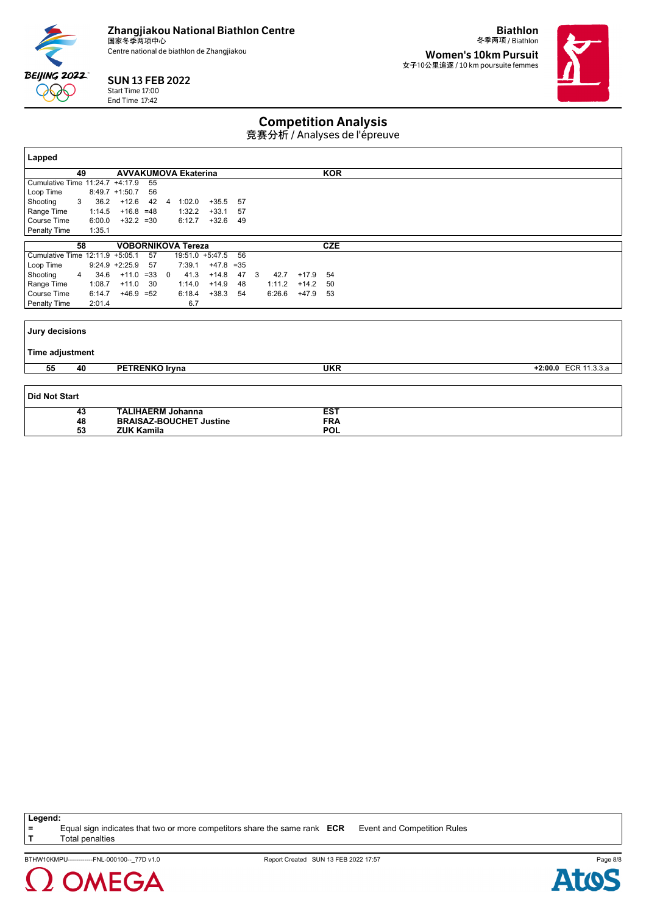# Competition Analysis

竞赛分析 / Analyses de l'épreuve

## Lapped

| | | | | | | | | | | | | | | |
|---|---|---|---|---|---|---|---|---|---|---|---|---|---|---|
| 49 | AVVAKUMOVA Ekaterina | | | | | | | | | | | | | KOR |
| Cumulative Time | | 11:24.7 | +4:17.9 | 55 | | | | | | | | | | |
| Loop Time | | 8:49.7 | +1:50.7 | 56 | | | | | | | | | | |
| Shooting | 3 | 36.2 | +12.6 | 42 | 4 | 1:02.0 | +35.5 | 57 | | | | | | |
| Range Time | | 1:14.5 | +16.8 | =48 | | 1:32.2 | +33.1 | 57 | | | | | | |
| Course Time | | 6:00.0 | +32.2 | =30 | | 6:12.7 | +32.6 | 49 | | | | | | |
| Penalty Time | | 1:35.1 | | | | | | | | | | | | |

| | | | | | | | | | | | | | | |
|---|---|---|---|---|---|---|---|---|---|---|---|---|---|---|
| 58 | VOBORNIKOVA Tereza | | | | | | | | | | | | | CZE |
| Cumulative Time | | 12:11.9 | +5:05.1 | 57 | | 19:51.0 | +5:47.5 | 56 | | | | | | |
| Loop Time | | 9:24.9 | +2:25.9 | 57 | | 7:39.1 | +47.8 | =35 | | | | | | |
| Shooting | 4 | 34.6 | +11.0 | =33 | 0 | 41.3 | +14.8 | 47 | 3 | 42.7 | +17.9 | 54 | | |
| Range Time | | 1:08.7 | +11.0 | 30 | | 1:14.0 | +14.9 | 48 | | 1:11.2 | +14.2 | 50 | | |
| Course Time | | 6:14.7 | +46.9 | =52 | | 6:18.4 | +38.3 | 54 | | 6:26.6 | +47.9 | 53 | | |
| Penalty Time | | 2:01.4 | | | | 6.7 | | | | | | | | |

## Jury decisions

### Time adjustment

| | | | | |
|---|---|---|---|---|
| 55 | 40 | PETRENKO Iryna | UKR | **+2:00.0** ECR 11.3.3.a |

## Did Not Start

| | | |
|---|---|---|
| 43 | TALIHAERM Johanna | EST |
| 48 | BRAISAZ-BOUCHET Justine | FRA |
| 53 | ZUK Kamila | POL |

**Legend:**

| | | | |
|---|---|---|---|
| = | Equal sign indicates that two or more competitors share the same rank | **ECR** | Event and Competition Rules |
| T | Total penalties | | |